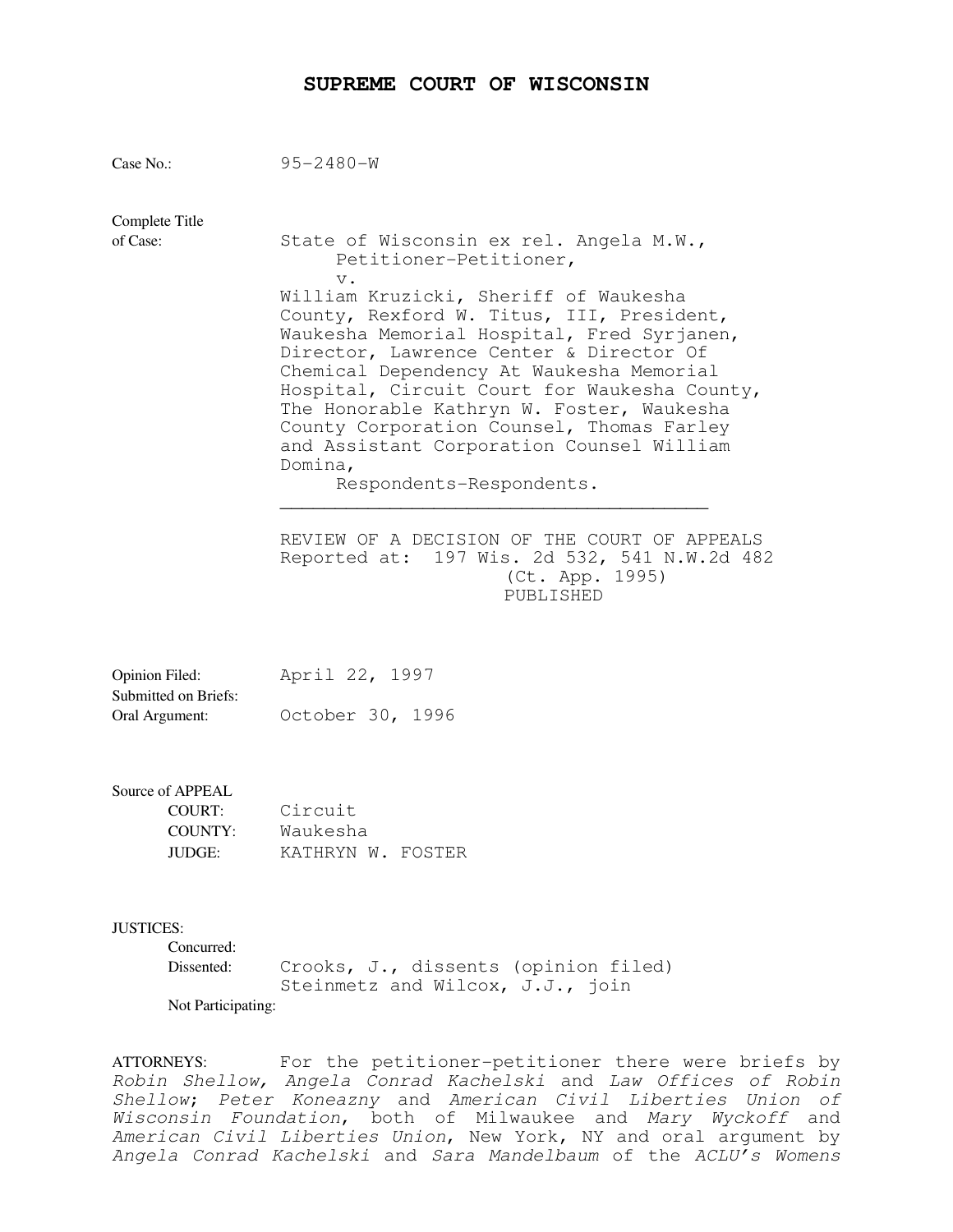# SUPREME COURT OF WISCONSIN

Case No.: 95-2480-W

Complete Title of Case: State of Wisconsin ex rel. Angela M.W., Petitioner-Petitioner,

v.

William Kruzicki, Sheriff of Waukesha County, Rexford W. Titus, III, President, Waukesha Memorial Hospital, Fred Syrjanen, Director, Lawrence Center & Director Of Chemical Dependency At Waukesha Memorial Hospital, Circuit Court for Waukesha County, The Honorable Kathryn W. Foster, Waukesha County Corporation Counsel, Thomas Farley and Assistant Corporation Counsel William Domina,

Respondents-Respondents.

---

REVIEW OF A DECISION OF THE COURT OF APPEALS
Reported at: 197 Wis. 2d 532, 541 N.W.2d 482
(Ct. App. 1995)
PUBLISHED

Opinion Filed: April 22, 1997
Submitted on Briefs:
Oral Argument: October 30, 1996

Source of APPEAL
COURT: Circuit
COUNTY: Waukesha
JUDGE: KATHRYN W. FOSTER

JUSTICES:
Concurred:
Dissented: Crooks, J., dissents (opinion filed)
Steinmetz and Wilcox, J.J., join
Not Participating:

ATTORNEYS: For the petitioner-petitioner there were briefs by *Robin Shellow, Angela Conrad Kachelski* and *Law Offices of Robin Shellow*; *Peter Koneazny* and *American Civil Liberties Union of Wisconsin Foundation*, both of Milwaukee and *Mary Wyckoff* and *American Civil Liberties Union*, New York, NY and oral argument by *Angela Conrad Kachelski* and *Sara Mandelbaum* of the *ACLU's Womens*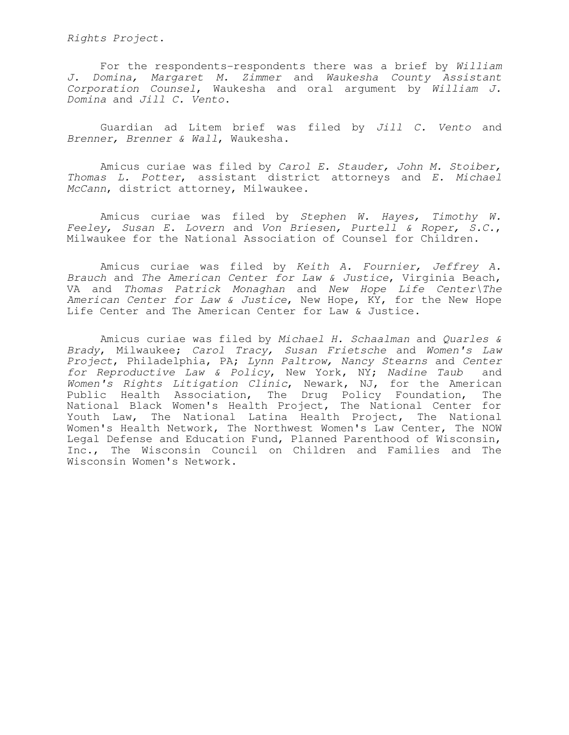*Rights Project*.

For the respondents-respondents there was a brief by *William J. Domina, Margaret M. Zimmer* and *Waukesha County Assistant Corporation Counsel*, Waukesha and oral argument by *William J. Domina* and *Jill C. Vento*.

Guardian ad Litem brief was filed by *Jill C. Vento* and *Brenner, Brenner & Wall*, Waukesha.

Amicus curiae was filed by *Carol E. Stauder, John M. Stoiber, Thomas L. Potter*, assistant district attorneys and *E. Michael McCann*, district attorney, Milwaukee.

Amicus curiae was filed by *Stephen W. Hayes, Timothy W. Feeley, Susan E. Lovern* and *Von Briesen, Purtell & Roper, S.C.*, Milwaukee for the National Association of Counsel for Children.

Amicus curiae was filed by *Keith A. Fournier, Jeffrey A. Brauch* and *The American Center for Law & Justice*, Virginia Beach, VA and *Thomas Patrick Monaghan* and *New Hope Life Center\The American Center for Law & Justice*, New Hope, KY, for the New Hope Life Center and The American Center for Law & Justice.

Amicus curiae was filed by *Michael H. Schaalman* and *Quarles & Brady*, Milwaukee; *Carol Tracy, Susan Frietsche* and *Women's Law Project*, Philadelphia, PA; *Lynn Paltrow, Nancy Stearns* and *Center for Reproductive Law & Policy*, New York, NY; *Nadine Taub* and *Women's Rights Litigation Clinic*, Newark, NJ, for the American Public Health Association, The Drug Policy Foundation, The National Black Women's Health Project, The National Center for Youth Law, The National Latina Health Project, The National Women's Health Network, The Northwest Women's Law Center, The NOW Legal Defense and Education Fund, Planned Parenthood of Wisconsin, Inc., The Wisconsin Council on Children and Families and The Wisconsin Women's Network.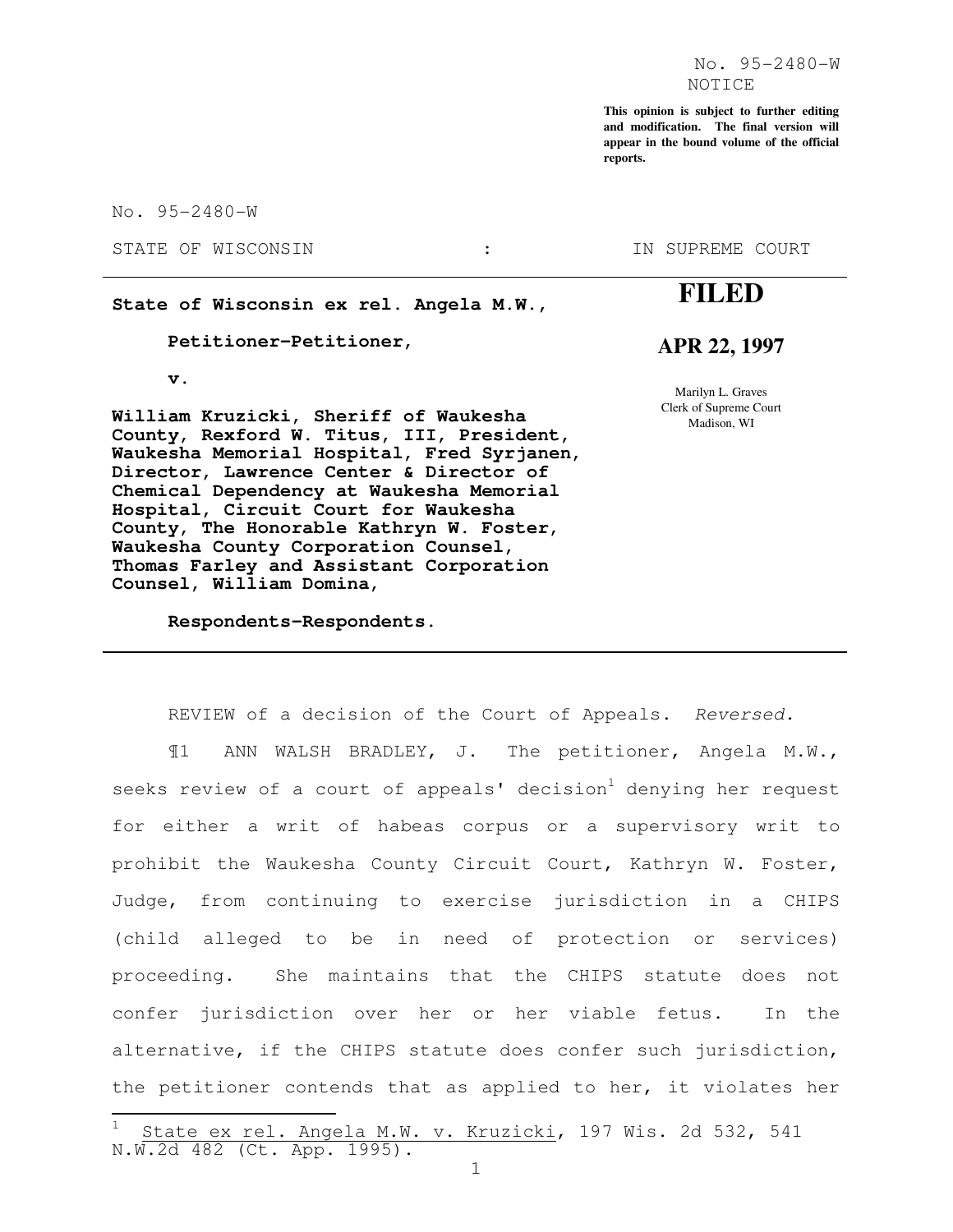No. 95-2480-W

NOTICE

**This opinion is subject to further editing and modification. The final version will appear in the bound volume of the official reports.**

No. 95-2480-W

STATE OF WISCONSIN : IN SUPREME COURT

**State of Wisconsin ex rel. Angela M.W.,**

**Petitioner-Petitioner,**

**v.**

**William Kruzicki, Sheriff of Waukesha County, Rexford W. Titus, III, President, Waukesha Memorial Hospital, Fred Syrjanen, Director, Lawrence Center & Director of Chemical Dependency at Waukesha Memorial Hospital, Circuit Court for Waukesha County, The Honorable Kathryn W. Foster, Waukesha County Corporation Counsel, Thomas Farley and Assistant Corporation Counsel, William Domina,**

**Respondents-Respondents.**

**FILED**

**APR 22, 1997**

Marilyn L. Graves
Clerk of Supreme Court
Madison, WI

REVIEW of a decision of the Court of Appeals. *Reversed.*

¶1 ANN WALSH BRADLEY, J. The petitioner, Angela M.W., seeks review of a court of appeals' decision[1] denying her request for either a writ of habeas corpus or a supervisory writ to prohibit the Waukesha County Circuit Court, Kathryn W. Foster, Judge, from continuing to exercise jurisdiction in a CHIPS (child alleged to be in need of protection or services) proceeding. She maintains that the CHIPS statute does not confer jurisdiction over her or her viable fetus. In the alternative, if the CHIPS statute does confer such jurisdiction, the petitioner contends that as applied to her, it violates her

---

[1] State ex rel. Angela M.W. v. Kruzicki, 197 Wis. 2d 532, 541 N.W.2d 482 (Ct. App. 1995).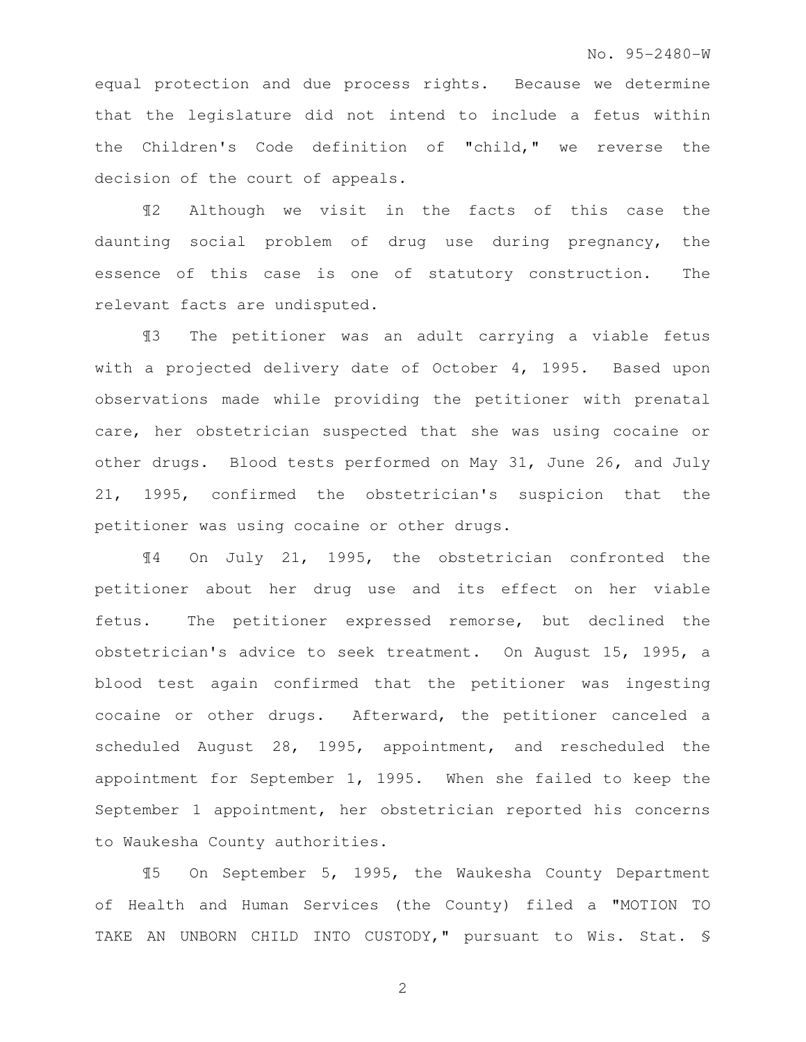equal protection and due process rights. Because we determine that the legislature did not intend to include a fetus within the Children's Code definition of "child," we reverse the decision of the court of appeals.

¶2 Although we visit in the facts of this case the daunting social problem of drug use during pregnancy, the essence of this case is one of statutory construction. The relevant facts are undisputed.

¶3 The petitioner was an adult carrying a viable fetus with a projected delivery date of October 4, 1995. Based upon observations made while providing the petitioner with prenatal care, her obstetrician suspected that she was using cocaine or other drugs. Blood tests performed on May 31, June 26, and July 21, 1995, confirmed the obstetrician's suspicion that the petitioner was using cocaine or other drugs.

¶4 On July 21, 1995, the obstetrician confronted the petitioner about her drug use and its effect on her viable fetus. The petitioner expressed remorse, but declined the obstetrician's advice to seek treatment. On August 15, 1995, a blood test again confirmed that the petitioner was ingesting cocaine or other drugs. Afterward, the petitioner canceled a scheduled August 28, 1995, appointment, and rescheduled the appointment for September 1, 1995. When she failed to keep the September 1 appointment, her obstetrician reported his concerns to Waukesha County authorities.

¶5 On September 5, 1995, the Waukesha County Department of Health and Human Services (the County) filed a "MOTION TO TAKE AN UNBORN CHILD INTO CUSTODY," pursuant to Wis. Stat. §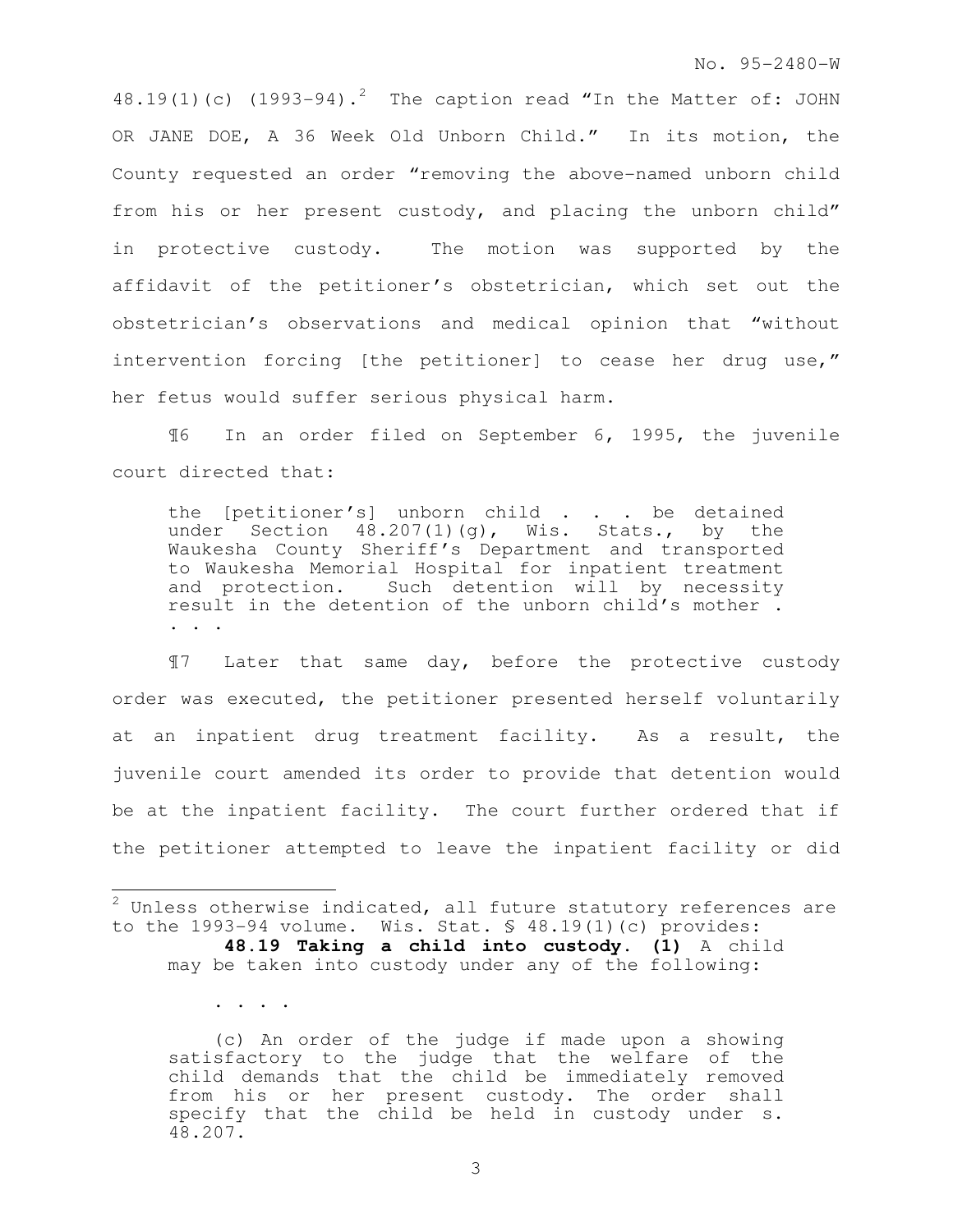48.19(1)(c) (1993-94).[2] The caption read "In the Matter of: JOHN OR JANE DOE, A 36 Week Old Unborn Child." In its motion, the County requested an order "removing the above-named unborn child from his or her present custody, and placing the unborn child" in protective custody. The motion was supported by the affidavit of the petitioner's obstetrician, which set out the obstetrician's observations and medical opinion that "without intervention forcing [the petitioner] to cease her drug use," her fetus would suffer serious physical harm.

¶6 In an order filed on September 6, 1995, the juvenile court directed that:

> the [petitioner's] unborn child . . . be detained under Section 48.207(1)(g), Wis. Stats., by the Waukesha County Sheriff's Department and transported to Waukesha Memorial Hospital for inpatient treatment and protection. Such detention will by necessity result in the detention of the unborn child's mother . . . .

¶7 Later that same day, before the protective custody order was executed, the petitioner presented herself voluntarily at an inpatient drug treatment facility. As a result, the juvenile court amended its order to provide that detention would be at the inpatient facility. The court further ordered that if the petitioner attempted to leave the inpatient facility or did

---

[2] Unless otherwise indicated, all future statutory references are to the 1993-94 volume. Wis. Stat. § 48.19(1)(c) provides:

> **48.19 Taking a child into custody. (1)** A child may be taken into custody under any of the following:
>
> . . . .
>
> (c) An order of the judge if made upon a showing satisfactory to the judge that the welfare of the child demands that the child be immediately removed from his or her present custody. The order shall specify that the child be held in custody under s. 48.207.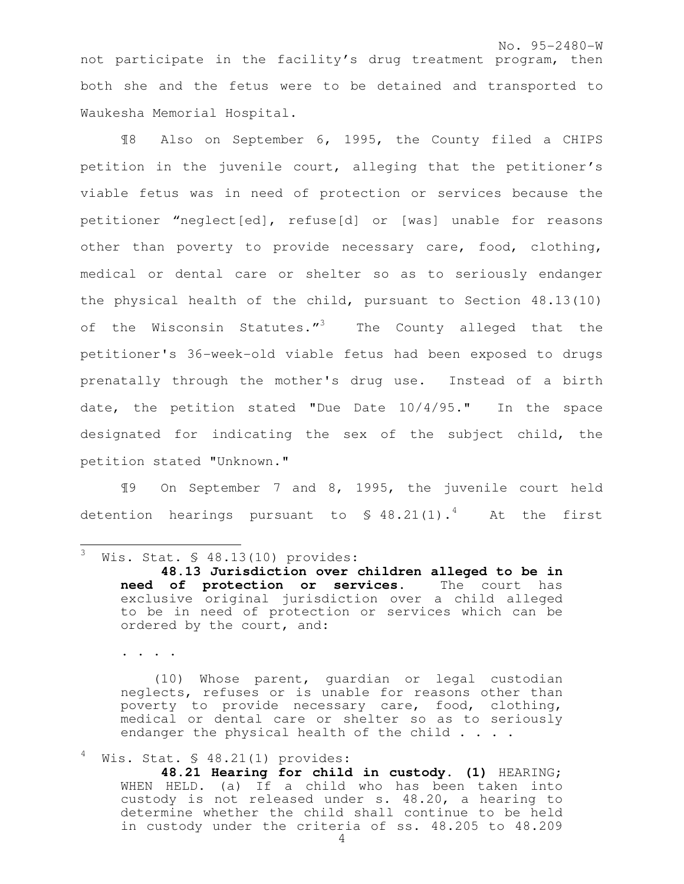not participate in the facility's drug treatment program, then both she and the fetus were to be detained and transported to Waukesha Memorial Hospital.

¶8 Also on September 6, 1995, the County filed a CHIPS petition in the juvenile court, alleging that the petitioner's viable fetus was in need of protection or services because the petitioner "neglect[ed], refuse[d] or [was] unable for reasons other than poverty to provide necessary care, food, clothing, medical or dental care or shelter so as to seriously endanger the physical health of the child, pursuant to Section 48.13(10) of the Wisconsin Statutes."[3] The County alleged that the petitioner's 36-week-old viable fetus had been exposed to drugs prenatally through the mother's drug use. Instead of a birth date, the petition stated "Due Date 10/4/95." In the space designated for indicating the sex of the subject child, the petition stated "Unknown."

¶9 On September 7 and 8, 1995, the juvenile court held detention hearings pursuant to § 48.21(1).[4] At the first

---

[3] Wis. Stat. § 48.13(10) provides:

> **48.13 Jurisdiction over children alleged to be in need of protection or services.** The court has exclusive original jurisdiction over a child alleged to be in need of protection or services which can be ordered by the court, and:
>
> . . . .
>
> (10) Whose parent, guardian or legal custodian neglects, refuses or is unable for reasons other than poverty to provide necessary care, food, clothing, medical or dental care or shelter so as to seriously endanger the physical health of the child . . . .

[4] Wis. Stat. § 48.21(1) provides:

> **48.21 Hearing for child in custody. (1)** HEARING; WHEN HELD. (a) If a child who has been taken into custody is not released under s. 48.20, a hearing to determine whether the child shall continue to be held in custody under the criteria of ss. 48.205 to 48.209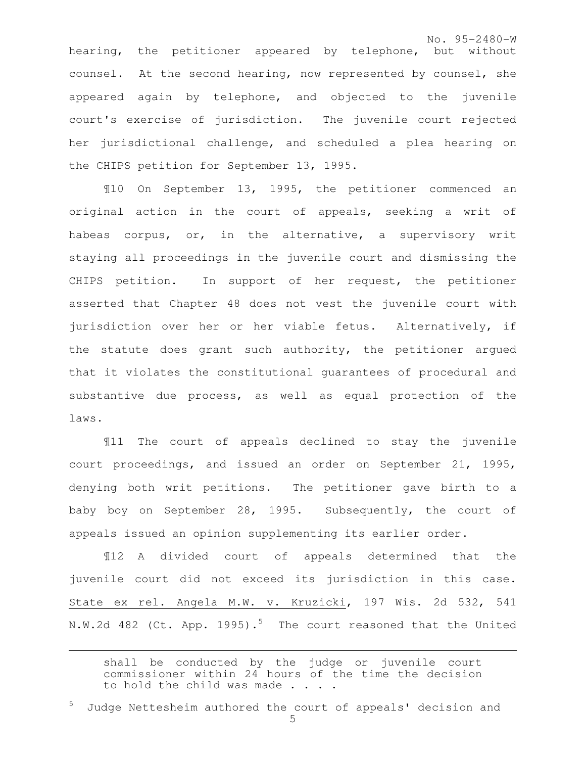hearing, the petitioner appeared by telephone, but without counsel. At the second hearing, now represented by counsel, she appeared again by telephone, and objected to the juvenile court's exercise of jurisdiction. The juvenile court rejected her jurisdictional challenge, and scheduled a plea hearing on the CHIPS petition for September 13, 1995.

¶10 On September 13, 1995, the petitioner commenced an original action in the court of appeals, seeking a writ of habeas corpus, or, in the alternative, a supervisory writ staying all proceedings in the juvenile court and dismissing the CHIPS petition. In support of her request, the petitioner asserted that Chapter 48 does not vest the juvenile court with jurisdiction over her or her viable fetus. Alternatively, if the statute does grant such authority, the petitioner argued that it violates the constitutional guarantees of procedural and substantive due process, as well as equal protection of the laws.

¶11 The court of appeals declined to stay the juvenile court proceedings, and issued an order on September 21, 1995, denying both writ petitions. The petitioner gave birth to a baby boy on September 28, 1995. Subsequently, the court of appeals issued an opinion supplementing its earlier order.

¶12 A divided court of appeals determined that the juvenile court did not exceed its jurisdiction in this case. State ex rel. Angela M.W. v. Kruzicki, 197 Wis. 2d 532, 541 N.W.2d 482 (Ct. App. 1995).[5] The court reasoned that the United

---

shall be conducted by the judge or juvenile court commissioner within 24 hours of the time the decision to hold the child was made . . . .

[5] Judge Nettesheim authored the court of appeals' decision and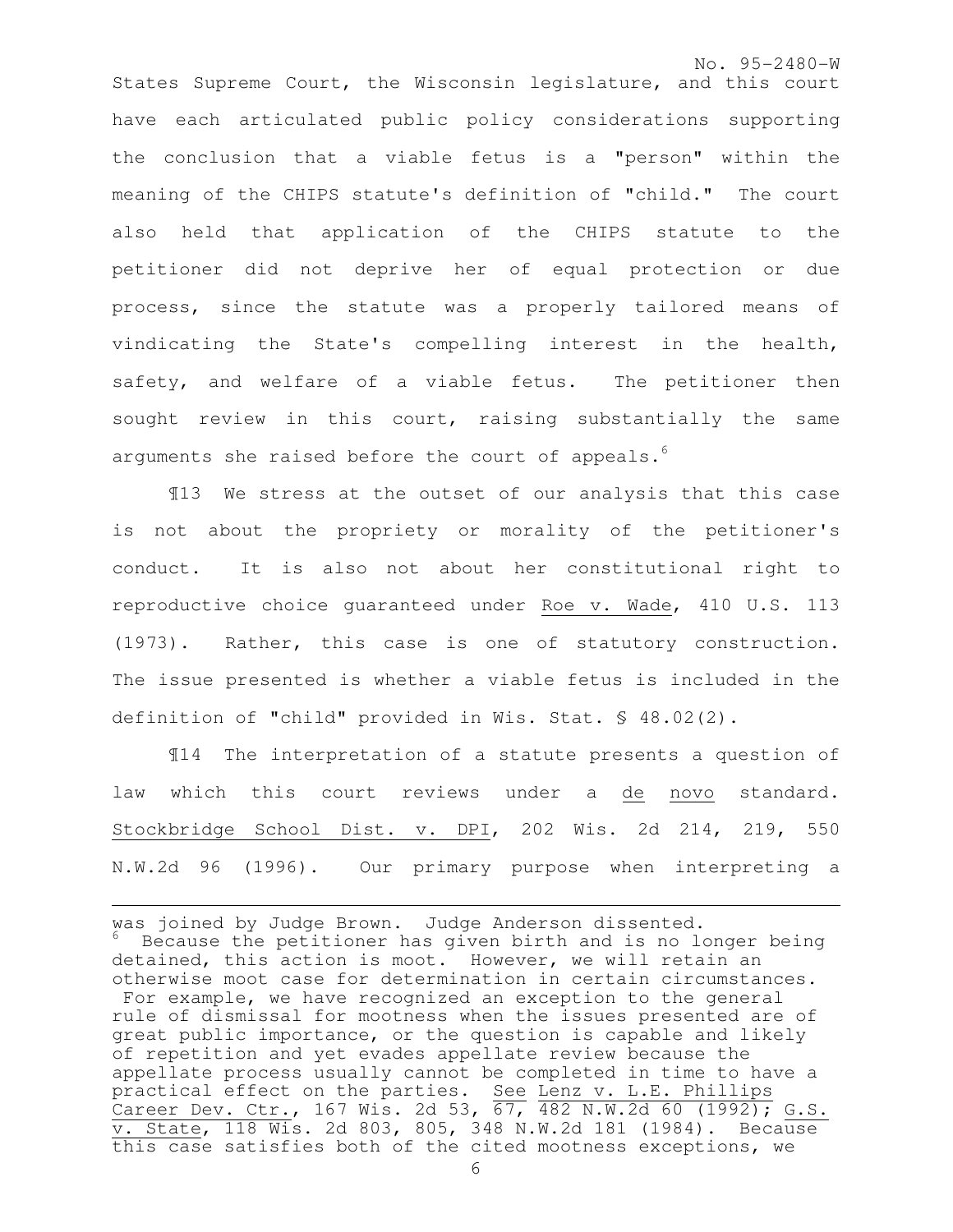States Supreme Court, the Wisconsin legislature, and this court have each articulated public policy considerations supporting the conclusion that a viable fetus is a "person" within the meaning of the CHIPS statute's definition of "child." The court also held that application of the CHIPS statute to the petitioner did not deprive her of equal protection or due process, since the statute was a properly tailored means of vindicating the State's compelling interest in the health, safety, and welfare of a viable fetus. The petitioner then sought review in this court, raising substantially the same arguments she raised before the court of appeals.[6]

¶13 We stress at the outset of our analysis that this case is not about the propriety or morality of the petitioner's conduct. It is also not about her constitutional right to reproductive choice guaranteed under Roe v. Wade, 410 U.S. 113 (1973). Rather, this case is one of statutory construction. The issue presented is whether a viable fetus is included in the definition of "child" provided in Wis. Stat. § 48.02(2).

¶14 The interpretation of a statute presents a question of law which this court reviews under a *de novo* standard. Stockbridge School Dist. v. DPI, 202 Wis. 2d 214, 219, 550 N.W.2d 96 (1996). Our primary purpose when interpreting a

---

was joined by Judge Brown. Judge Anderson dissented.

[6] Because the petitioner has given birth and is no longer being detained, this action is moot. However, we will retain an otherwise moot case for determination in certain circumstances. For example, we have recognized an exception to the general rule of dismissal for mootness when the issues presented are of great public importance, or the question is capable and likely of repetition and yet evades appellate review because the appellate process usually cannot be completed in time to have a practical effect on the parties. See Lenz v. L.E. Phillips Career Dev. Ctr., 167 Wis. 2d 53, 67, 482 N.W.2d 60 (1992); G.S. v. State, 118 Wis. 2d 803, 805, 348 N.W.2d 181 (1984). Because this case satisfies both of the cited mootness exceptions, we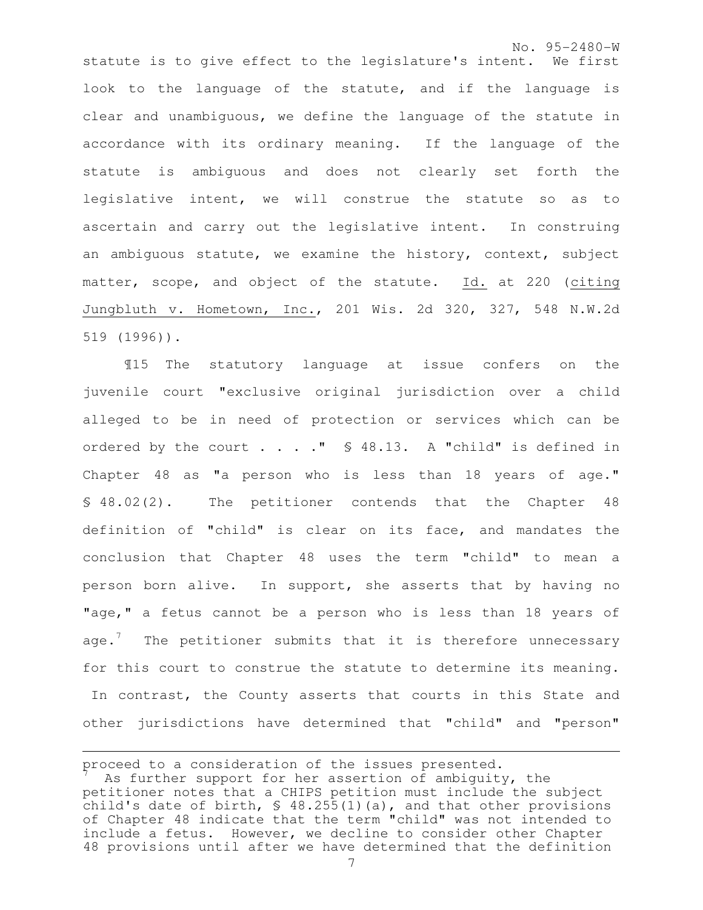statute is to give effect to the legislature's intent. We first look to the language of the statute, and if the language is clear and unambiguous, we define the language of the statute in accordance with its ordinary meaning. If the language of the statute is ambiguous and does not clearly set forth the legislative intent, we will construe the statute so as to ascertain and carry out the legislative intent. In construing an ambiguous statute, we examine the history, context, subject matter, scope, and object of the statute. Id. at 220 (citing Jungbluth v. Hometown, Inc., 201 Wis. 2d 320, 327, 548 N.W.2d 519 (1996)).

¶15 The statutory language at issue confers on the juvenile court "exclusive original jurisdiction over a child alleged to be in need of protection or services which can be ordered by the court . . . ." § 48.13. A "child" is defined in Chapter 48 as "a person who is less than 18 years of age." § 48.02(2). The petitioner contends that the Chapter 48 definition of "child" is clear on its face, and mandates the conclusion that Chapter 48 uses the term "child" to mean a person born alive. In support, she asserts that by having no "age," a fetus cannot be a person who is less than 18 years of age.[7] The petitioner submits that it is therefore unnecessary for this court to construe the statute to determine its meaning. In contrast, the County asserts that courts in this State and other jurisdictions have determined that "child" and "person"

---

proceed to a consideration of the issues presented.

[7] As further support for her assertion of ambiguity, the petitioner notes that a CHIPS petition must include the subject child's date of birth, § 48.255(1)(a), and that other provisions of Chapter 48 indicate that the term "child" was not intended to include a fetus. However, we decline to consider other Chapter 48 provisions until after we have determined that the definition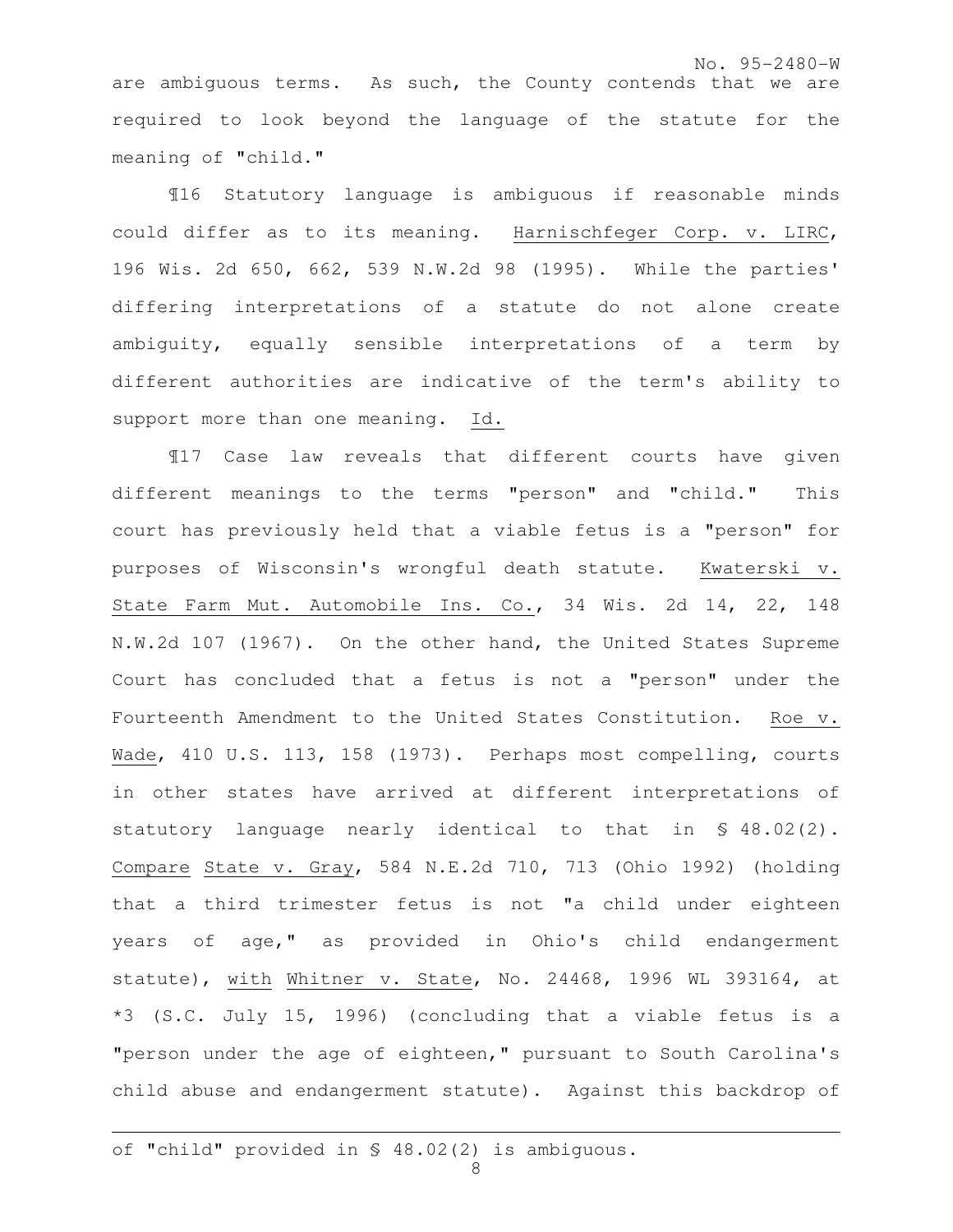are ambiguous terms. As such, the County contends that we are required to look beyond the language of the statute for the meaning of "child."

¶16 Statutory language is ambiguous if reasonable minds could differ as to its meaning. Harnischfeger Corp. v. LIRC, 196 Wis. 2d 650, 662, 539 N.W.2d 98 (1995). While the parties' differing interpretations of a statute do not alone create ambiguity, equally sensible interpretations of a term by different authorities are indicative of the term's ability to support more than one meaning. Id.

¶17 Case law reveals that different courts have given different meanings to the terms "person" and "child." This court has previously held that a viable fetus is a "person" for purposes of Wisconsin's wrongful death statute. Kwaterski v. State Farm Mut. Automobile Ins. Co., 34 Wis. 2d 14, 22, 148 N.W.2d 107 (1967). On the other hand, the United States Supreme Court has concluded that a fetus is not a "person" under the Fourteenth Amendment to the United States Constitution. Roe v. Wade, 410 U.S. 113, 158 (1973). Perhaps most compelling, courts in other states have arrived at different interpretations of statutory language nearly identical to that in § 48.02(2). Compare State v. Gray, 584 N.E.2d 710, 713 (Ohio 1992) (holding that a third trimester fetus is not "a child under eighteen years of age," as provided in Ohio's child endangerment statute), with Whitner v. State, No. 24468, 1996 WL 393164, at *3 (S.C. July 15, 1996) (concluding that a viable fetus is a "person under the age of eighteen," pursuant to South Carolina's child abuse and endangerment statute). Against this backdrop of

---

of "child" provided in § 48.02(2) is ambiguous.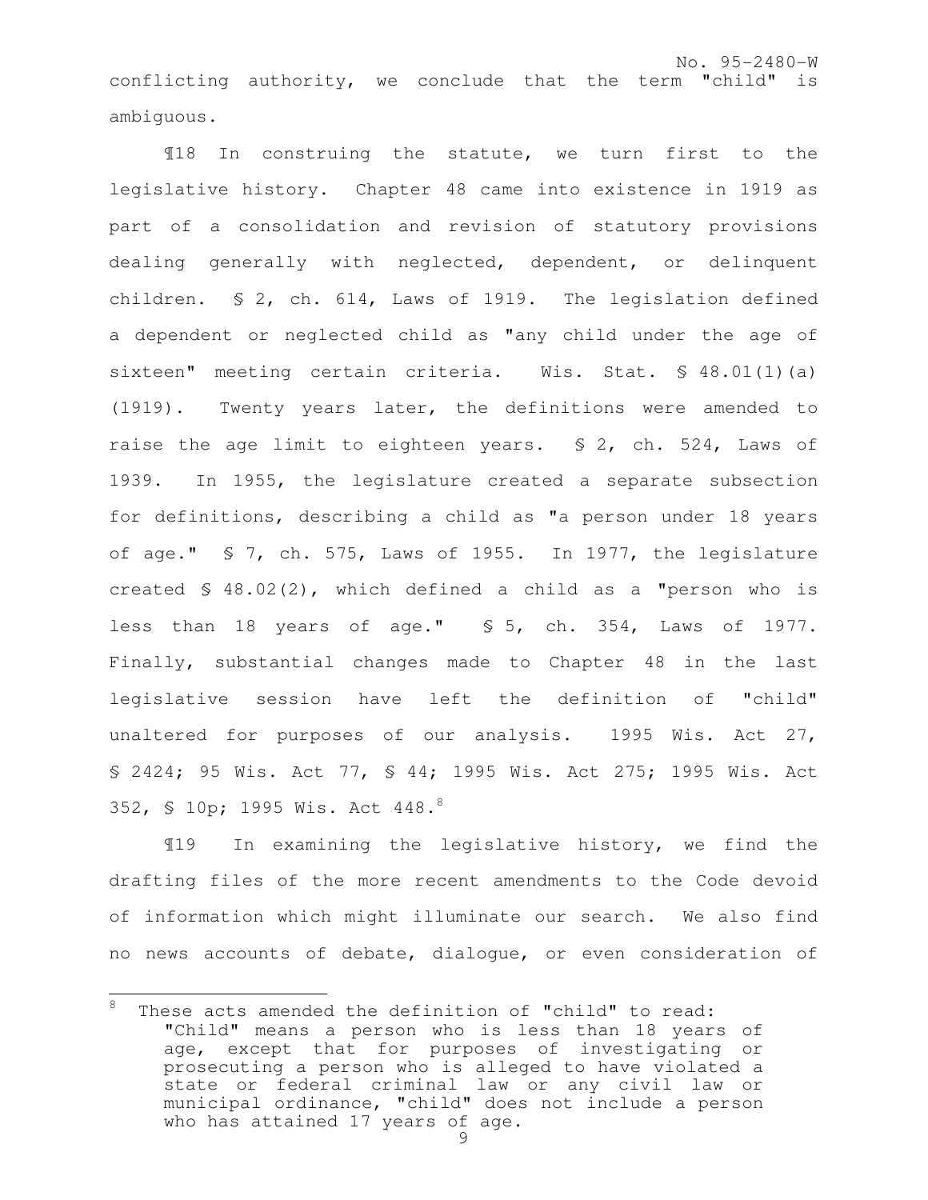conflicting authority, we conclude that the term "child" is ambiguous.

¶18 In construing the statute, we turn first to the legislative history. Chapter 48 came into existence in 1919 as part of a consolidation and revision of statutory provisions dealing generally with neglected, dependent, or delinquent children. § 2, ch. 614, Laws of 1919. The legislation defined a dependent or neglected child as "any child under the age of sixteen" meeting certain criteria. Wis. Stat. § 48.01(1)(a) (1919). Twenty years later, the definitions were amended to raise the age limit to eighteen years. § 2, ch. 524, Laws of 1939. In 1955, the legislature created a separate subsection for definitions, describing a child as "a person under 18 years of age." § 7, ch. 575, Laws of 1955. In 1977, the legislature created § 48.02(2), which defined a child as a "person who is less than 18 years of age." § 5, ch. 354, Laws of 1977. Finally, substantial changes made to Chapter 48 in the last legislative session have left the definition of "child" unaltered for purposes of our analysis. 1995 Wis. Act 27, § 2424; 95 Wis. Act 77, § 44; 1995 Wis. Act 275; 1995 Wis. Act 352, § 10p; 1995 Wis. Act 448.[8]

¶19 In examining the legislative history, we find the drafting files of the more recent amendments to the Code devoid of information which might illuminate our search. We also find no news accounts of debate, dialogue, or even consideration of

---

[8] These acts amended the definition of "child" to read:

> "Child" means a person who is less than 18 years of age, except that for purposes of investigating or prosecuting a person who is alleged to have violated a state or federal criminal law or any civil law or municipal ordinance, "child" does not include a person who has attained 17 years of age.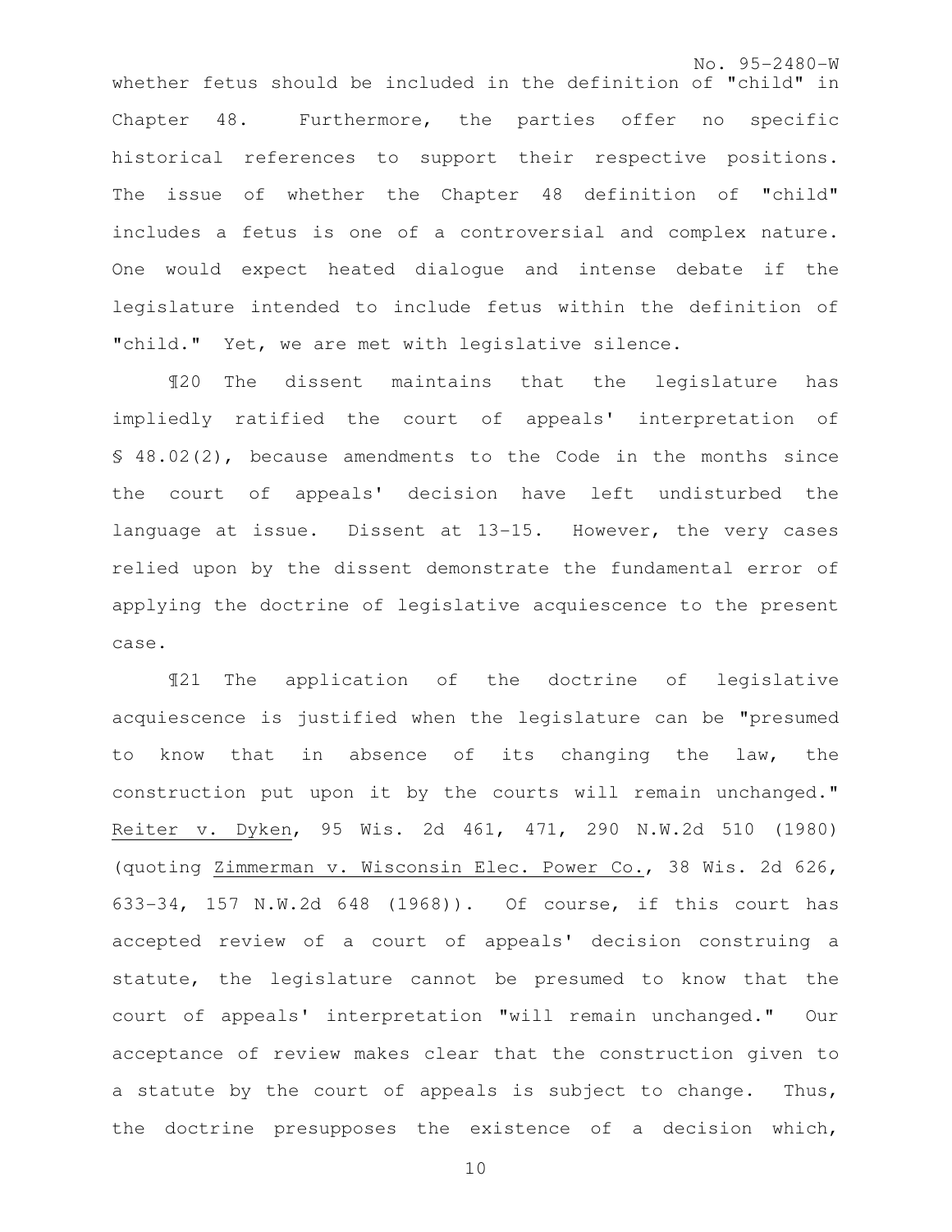whether fetus should be included in the definition of "child" in Chapter 48. Furthermore, the parties offer no specific historical references to support their respective positions. The issue of whether the Chapter 48 definition of "child" includes a fetus is one of a controversial and complex nature. One would expect heated dialogue and intense debate if the legislature intended to include fetus within the definition of "child." Yet, we are met with legislative silence.

¶20 The dissent maintains that the legislature has impliedly ratified the court of appeals' interpretation of § 48.02(2), because amendments to the Code in the months since the court of appeals' decision have left undisturbed the language at issue. Dissent at 13-15. However, the very cases relied upon by the dissent demonstrate the fundamental error of applying the doctrine of legislative acquiescence to the present case.

¶21 The application of the doctrine of legislative acquiescence is justified when the legislature can be "presumed to know that in absence of its changing the law, the construction put upon it by the courts will remain unchanged." Reiter v. Dyken, 95 Wis. 2d 461, 471, 290 N.W.2d 510 (1980) (quoting Zimmerman v. Wisconsin Elec. Power Co., 38 Wis. 2d 626, 633-34, 157 N.W.2d 648 (1968)). Of course, if this court has accepted review of a court of appeals' decision construing a statute, the legislature cannot be presumed to know that the court of appeals' interpretation "will remain unchanged." Our acceptance of review makes clear that the construction given to a statute by the court of appeals is subject to change. Thus, the doctrine presupposes the existence of a decision which,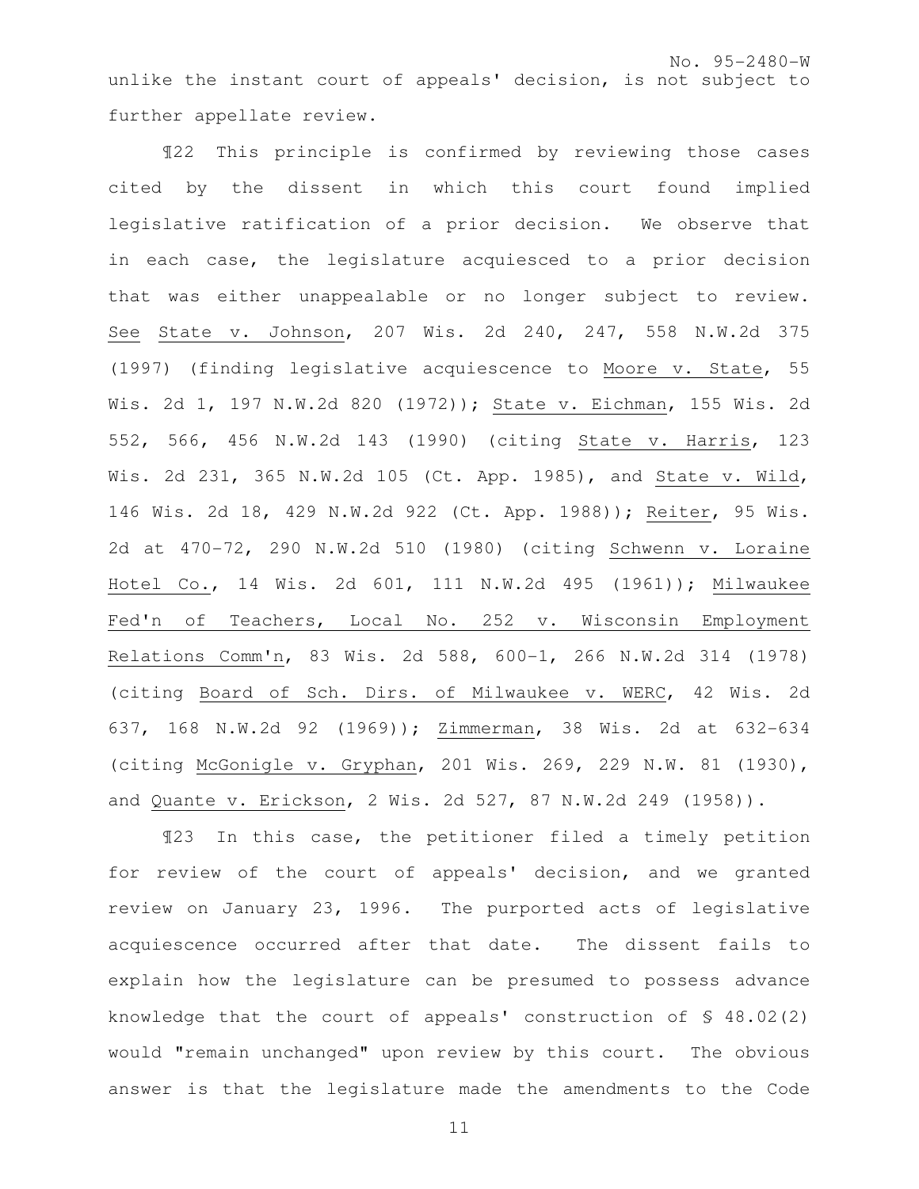unlike the instant court of appeals' decision, is not subject to further appellate review.

¶22 This principle is confirmed by reviewing those cases cited by the dissent in which this court found implied legislative ratification of a prior decision. We observe that in each case, the legislature acquiesced to a prior decision that was either unappealable or no longer subject to review. _See_ _State v. Johnson_, 207 Wis. 2d 240, 247, 558 N.W.2d 375 (1997) (finding legislative acquiescence to _Moore v. State_, 55 Wis. 2d 1, 197 N.W.2d 820 (1972)); _State v. Eichman_, 155 Wis. 2d 552, 566, 456 N.W.2d 143 (1990) (citing _State v. Harris_, 123 Wis. 2d 231, 365 N.W.2d 105 (Ct. App. 1985), and _State v. Wild_, 146 Wis. 2d 18, 429 N.W.2d 922 (Ct. App. 1988)); _Reiter_, 95 Wis. 2d at 470-72, 290 N.W.2d 510 (1980) (citing _Schwenn v. Loraine Hotel Co._, 14 Wis. 2d 601, 111 N.W.2d 495 (1961)); _Milwaukee Fed'n of Teachers, Local No. 252 v. Wisconsin Employment Relations Comm'n_, 83 Wis. 2d 588, 600-1, 266 N.W.2d 314 (1978) (citing _Board of Sch. Dirs. of Milwaukee v. WERC_, 42 Wis. 2d 637, 168 N.W.2d 92 (1969)); _Zimmerman_, 38 Wis. 2d at 632-634 (citing _McGonigle v. Gryphan_, 201 Wis. 269, 229 N.W. 81 (1930), and _Quante v. Erickson_, 2 Wis. 2d 527, 87 N.W.2d 249 (1958)).

¶23 In this case, the petitioner filed a timely petition for review of the court of appeals' decision, and we granted review on January 23, 1996. The purported acts of legislative acquiescence occurred after that date. The dissent fails to explain how the legislature can be presumed to possess advance knowledge that the court of appeals' construction of § 48.02(2) would "remain unchanged" upon review by this court. The obvious answer is that the legislature made the amendments to the Code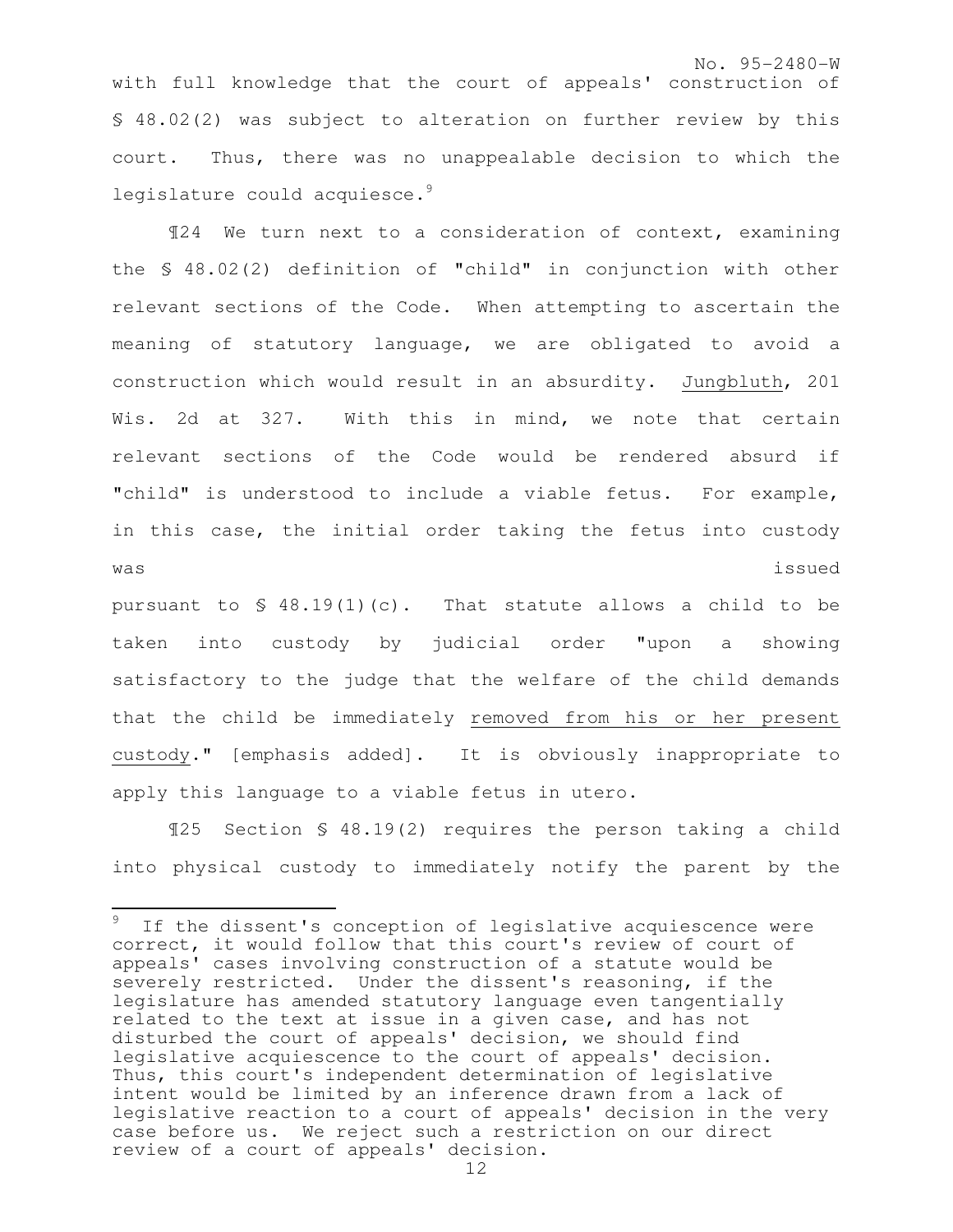with full knowledge that the court of appeals' construction of § 48.02(2) was subject to alteration on further review by this court. Thus, there was no unappealable decision to which the legislature could acquiesce.[9]

¶24 We turn next to a consideration of context, examining the § 48.02(2) definition of "child" in conjunction with other relevant sections of the Code. When attempting to ascertain the meaning of statutory language, we are obligated to avoid a construction which would result in an absurdity. Jungbluth, 201 Wis. 2d at 327. With this in mind, we note that certain relevant sections of the Code would be rendered absurd if "child" is understood to include a viable fetus. For example, in this case, the initial order taking the fetus into custody was issued pursuant to § 48.19(1)(c). That statute allows a child to be taken into custody by judicial order "upon a showing satisfactory to the judge that the welfare of the child demands that the child be immediately <u>removed from his or her present custody</u>." [emphasis added]. It is obviously inappropriate to apply this language to a viable fetus in utero.

¶25 Section § 48.19(2) requires the person taking a child into physical custody to immediately notify the parent by the

---

[9] If the dissent's conception of legislative acquiescence were correct, it would follow that this court's review of court of appeals' cases involving construction of a statute would be severely restricted. Under the dissent's reasoning, if the legislature has amended statutory language even tangentially related to the text at issue in a given case, and has not disturbed the court of appeals' decision, we should find legislative acquiescence to the court of appeals' decision. Thus, this court's independent determination of legislative intent would be limited by an inference drawn from a lack of legislative reaction to a court of appeals' decision in the very case before us. We reject such a restriction on our direct review of a court of appeals' decision.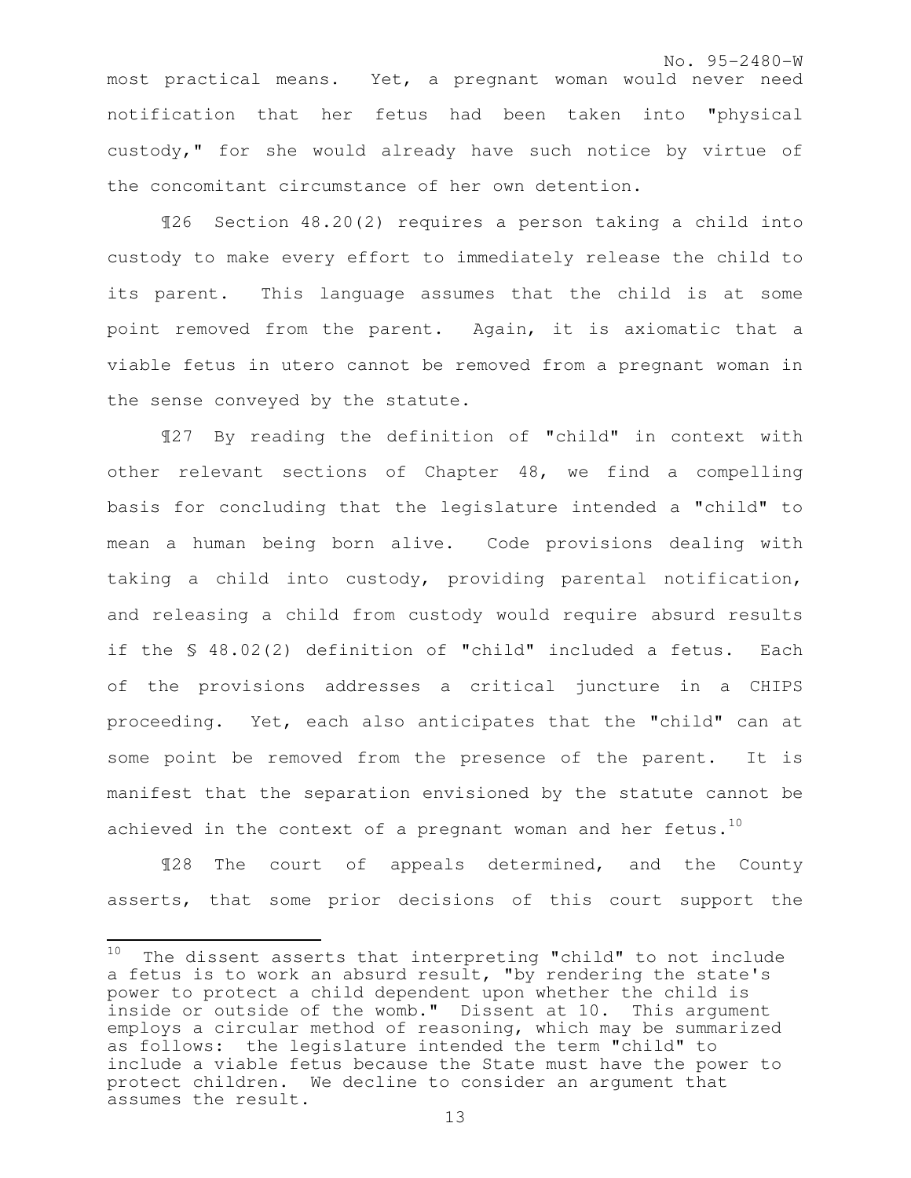most practical means. Yet, a pregnant woman would never need notification that her fetus had been taken into "physical custody," for she would already have such notice by virtue of the concomitant circumstance of her own detention.

¶26 Section 48.20(2) requires a person taking a child into custody to make every effort to immediately release the child to its parent. This language assumes that the child is at some point removed from the parent. Again, it is axiomatic that a viable fetus in utero cannot be removed from a pregnant woman in the sense conveyed by the statute.

¶27 By reading the definition of "child" in context with other relevant sections of Chapter 48, we find a compelling basis for concluding that the legislature intended a "child" to mean a human being born alive. Code provisions dealing with taking a child into custody, providing parental notification, and releasing a child from custody would require absurd results if the § 48.02(2) definition of "child" included a fetus. Each of the provisions addresses a critical juncture in a CHIPS proceeding. Yet, each also anticipates that the "child" can at some point be removed from the presence of the parent. It is manifest that the separation envisioned by the statute cannot be achieved in the context of a pregnant woman and her fetus.[10]

¶28 The court of appeals determined, and the County asserts, that some prior decisions of this court support the

[10] The dissent asserts that interpreting "child" to not include a fetus is to work an absurd result, "by rendering the state's power to protect a child dependent upon whether the child is inside or outside of the womb." Dissent at 10. This argument employs a circular method of reasoning, which may be summarized as follows: the legislature intended the term "child" to include a viable fetus because the State must have the power to protect children. We decline to consider an argument that assumes the result.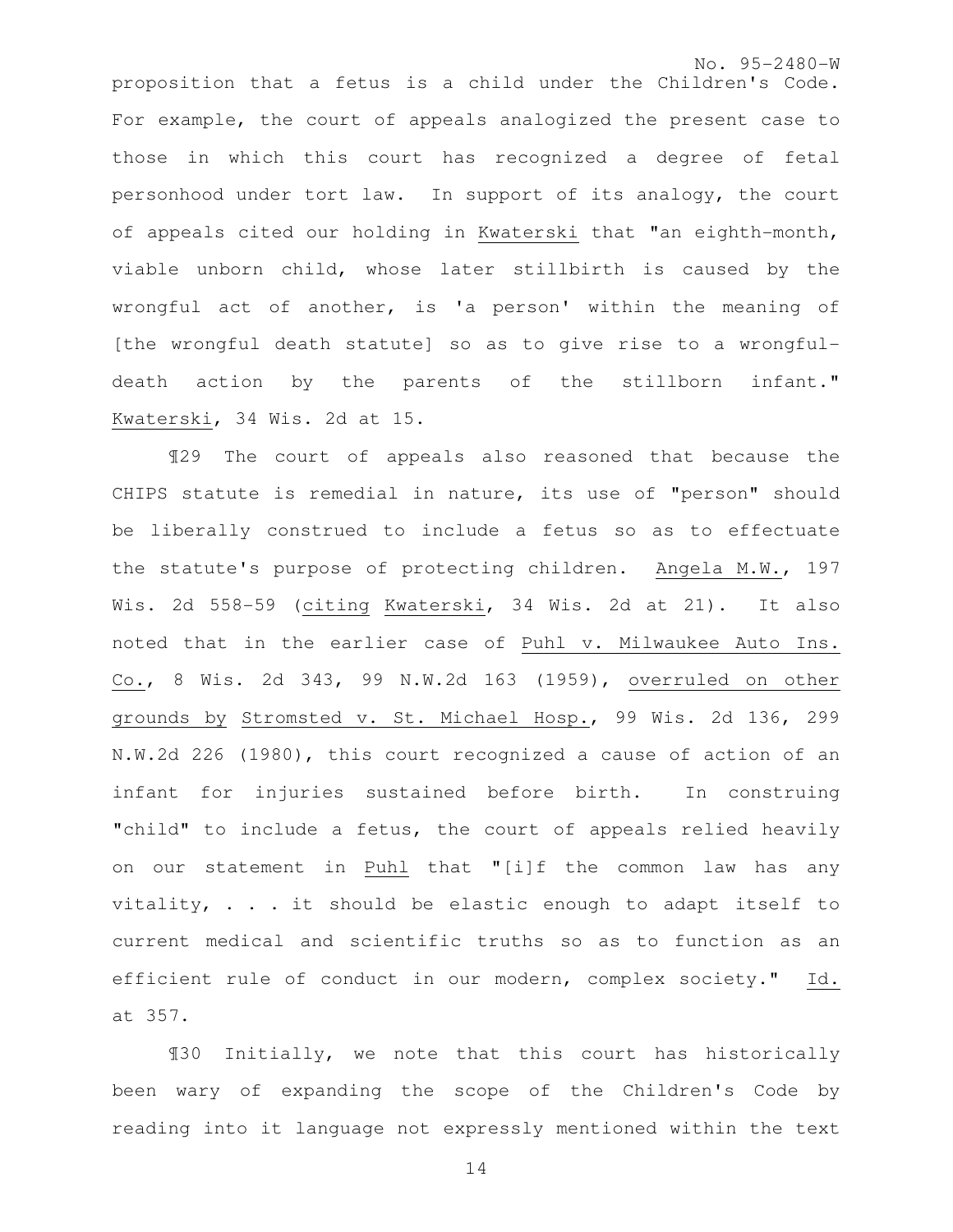proposition that a fetus is a child under the Children's Code. For example, the court of appeals analogized the present case to those in which this court has recognized a degree of fetal personhood under tort law. In support of its analogy, the court of appeals cited our holding in Kwaterski that "an eighth-month, viable unborn child, whose later stillbirth is caused by the wrongful act of another, is 'a person' within the meaning of [the wrongful death statute] so as to give rise to a wrongful-death action by the parents of the stillborn infant." Kwaterski, 34 Wis. 2d at 15.

¶29 The court of appeals also reasoned that because the CHIPS statute is remedial in nature, its use of "person" should be liberally construed to include a fetus so as to effectuate the statute's purpose of protecting children. Angela M.W., 197 Wis. 2d 558-59 (citing Kwaterski, 34 Wis. 2d at 21). It also noted that in the earlier case of Puhl v. Milwaukee Auto Ins. Co., 8 Wis. 2d 343, 99 N.W.2d 163 (1959), overruled on other grounds by Stromsted v. St. Michael Hosp., 99 Wis. 2d 136, 299 N.W.2d 226 (1980), this court recognized a cause of action of an infant for injuries sustained before birth. In construing "child" to include a fetus, the court of appeals relied heavily on our statement in Puhl that "[i]f the common law has any vitality, . . . it should be elastic enough to adapt itself to current medical and scientific truths so as to function as an efficient rule of conduct in our modern, complex society." Id. at 357.

¶30 Initially, we note that this court has historically been wary of expanding the scope of the Children's Code by reading into it language not expressly mentioned within the text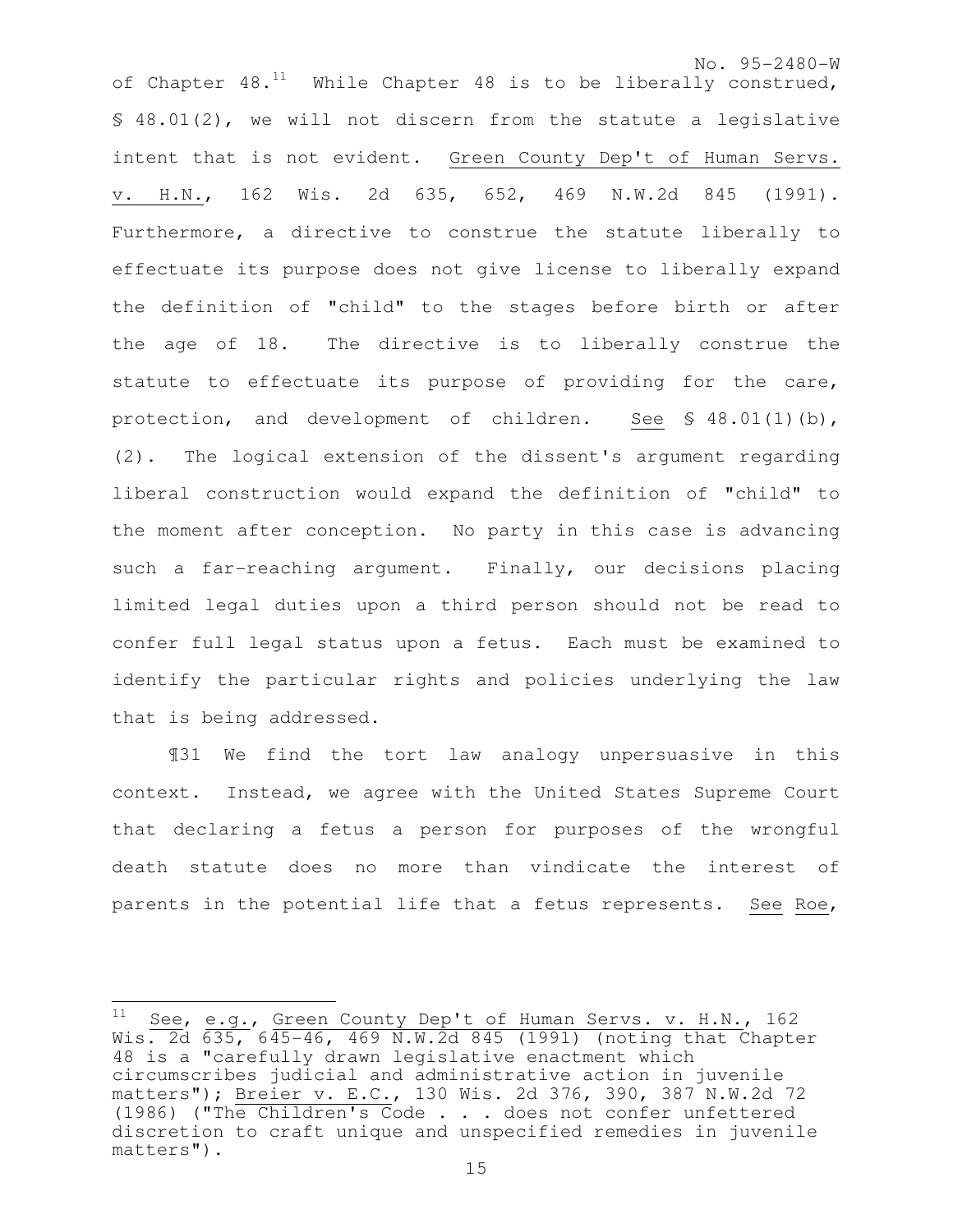of Chapter 48.[11] While Chapter 48 is to be liberally construed, § 48.01(2), we will not discern from the statute a legislative intent that is not evident. Green County Dep't of Human Servs. v. H.N., 162 Wis. 2d 635, 652, 469 N.W.2d 845 (1991). Furthermore, a directive to construe the statute liberally to effectuate its purpose does not give license to liberally expand the definition of "child" to the stages before birth or after the age of 18. The directive is to liberally construe the statute to effectuate its purpose of providing for the care, protection, and development of children. See § 48.01(1)(b), (2). The logical extension of the dissent's argument regarding liberal construction would expand the definition of "child" to the moment after conception. No party in this case is advancing such a far-reaching argument. Finally, our decisions placing limited legal duties upon a third person should not be read to confer full legal status upon a fetus. Each must be examined to identify the particular rights and policies underlying the law that is being addressed.

¶31 We find the tort law analogy unpersuasive in this context. Instead, we agree with the United States Supreme Court that declaring a fetus a person for purposes of the wrongful death statute does no more than vindicate the interest of parents in the potential life that a fetus represents. See Roe,

---

[11] See, e.g., Green County Dep't of Human Servs. v. H.N., 162 Wis. 2d 635, 645-46, 469 N.W.2d 845 (1991) (noting that Chapter 48 is a "carefully drawn legislative enactment which circumscribes judicial and administrative action in juvenile matters"); Breier v. E.C., 130 Wis. 2d 376, 390, 387 N.W.2d 72 (1986) ("The Children's Code . . . does not confer unfettered discretion to craft unique and unspecified remedies in juvenile matters").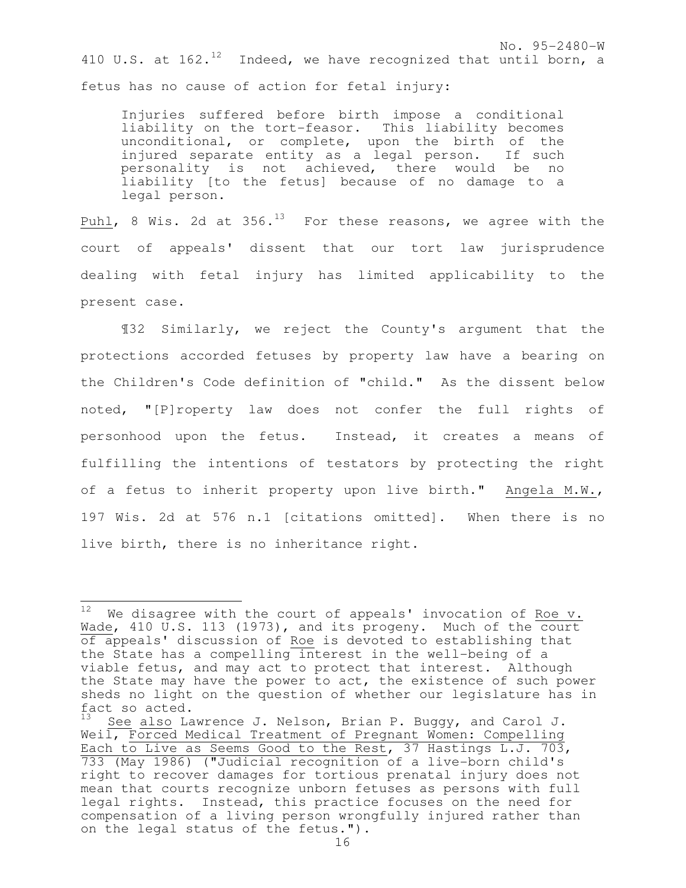410 U.S. at 162.[12] Indeed, we have recognized that until born, a fetus has no cause of action for fetal injury:

> Injuries suffered before birth impose a conditional liability on the tort-feasor. This liability becomes unconditional, or complete, upon the birth of the injured separate entity as a legal person. If such personality is not achieved, there would be no liability [to the fetus] because of no damage to a legal person.

Puhl, 8 Wis. 2d at 356.[13] For these reasons, we agree with the court of appeals' dissent that our tort law jurisprudence dealing with fetal injury has limited applicability to the present case.

¶32 Similarly, we reject the County's argument that the protections accorded fetuses by property law have a bearing on the Children's Code definition of "child." As the dissent below noted, "[P]roperty law does not confer the full rights of personhood upon the fetus. Instead, it creates a means of fulfilling the intentions of testators by protecting the right of a fetus to inherit property upon live birth." Angela M.W., 197 Wis. 2d at 576 n.1 [citations omitted]. When there is no live birth, there is no inheritance right.

---

[12] We disagree with the court of appeals' invocation of Roe v. Wade, 410 U.S. 113 (1973), and its progeny. Much of the court of appeals' discussion of Roe is devoted to establishing that the State has a compelling interest in the well-being of a viable fetus, and may act to protect that interest. Although the State may have the power to act, the existence of such power sheds no light on the question of whether our legislature has in fact so acted.

[13] See also Lawrence J. Nelson, Brian P. Buggy, and Carol J. Weil, Forced Medical Treatment of Pregnant Women: Compelling Each to Live as Seems Good to the Rest, 37 Hastings L.J. 703, 733 (May 1986) ("Judicial recognition of a live-born child's right to recover damages for tortious prenatal injury does not mean that courts recognize unborn fetuses as persons with full legal rights. Instead, this practice focuses on the need for compensation of a living person wrongfully injured rather than on the legal status of the fetus.").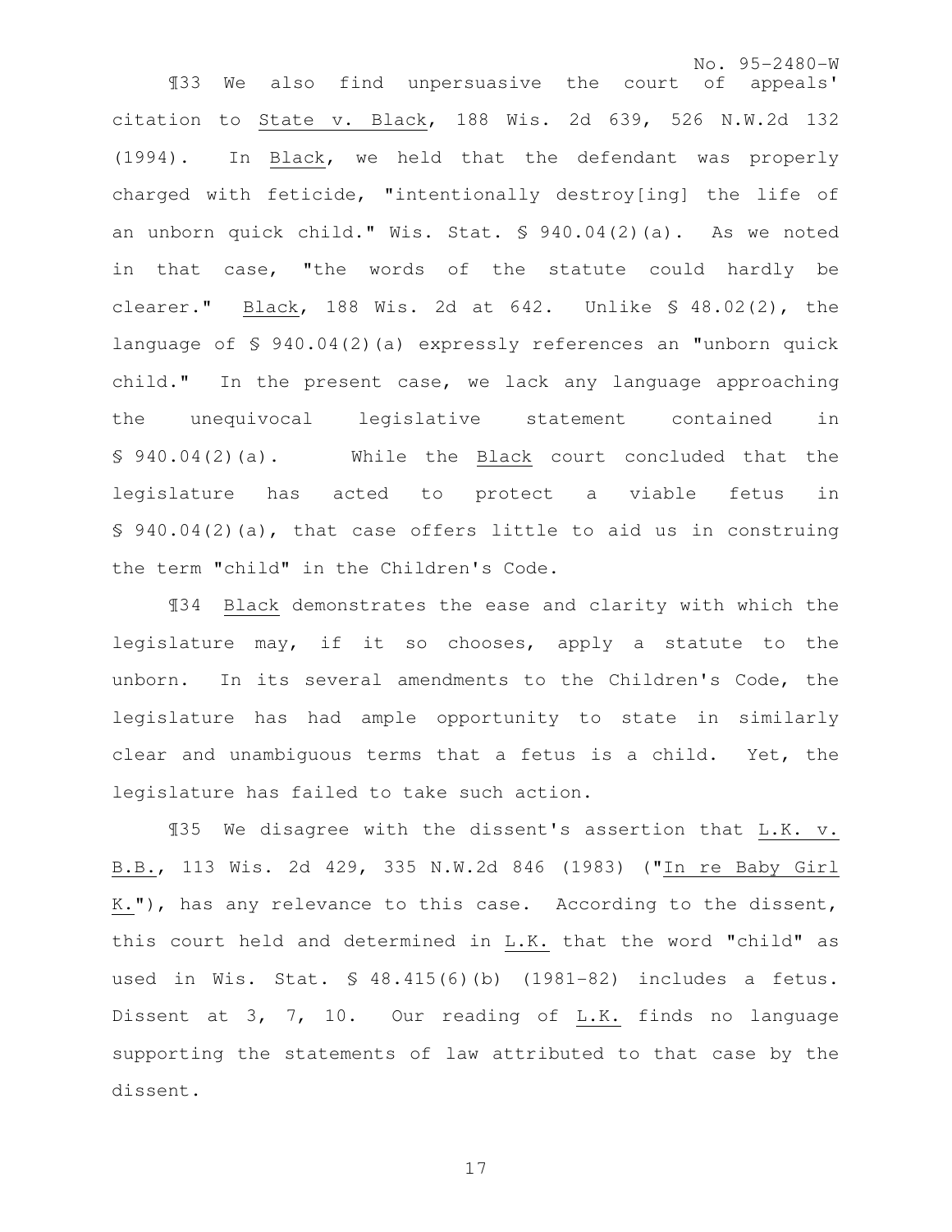¶33 We also find unpersuasive the court of appeals' citation to State v. Black, 188 Wis. 2d 639, 526 N.W.2d 132 (1994). In Black, we held that the defendant was properly charged with feticide, "intentionally destroy[ing] the life of an unborn quick child." Wis. Stat. § 940.04(2)(a). As we noted in that case, "the words of the statute could hardly be clearer." Black, 188 Wis. 2d at 642. Unlike § 48.02(2), the language of § 940.04(2)(a) expressly references an "unborn quick child." In the present case, we lack any language approaching the unequivocal legislative statement contained in § 940.04(2)(a). While the Black court concluded that the legislature has acted to protect a viable fetus in § 940.04(2)(a), that case offers little to aid us in construing the term "child" in the Children's Code.

¶34 Black demonstrates the ease and clarity with which the legislature may, if it so chooses, apply a statute to the unborn. In its several amendments to the Children's Code, the legislature has had ample opportunity to state in similarly clear and unambiguous terms that a fetus is a child. Yet, the legislature has failed to take such action.

¶35 We disagree with the dissent's assertion that L.K. v. B.B., 113 Wis. 2d 429, 335 N.W.2d 846 (1983) ("In re Baby Girl K."), has any relevance to this case. According to the dissent, this court held and determined in L.K. that the word "child" as used in Wis. Stat. § 48.415(6)(b) (1981-82) includes a fetus. Dissent at 3, 7, 10. Our reading of L.K. finds no language supporting the statements of law attributed to that case by the dissent.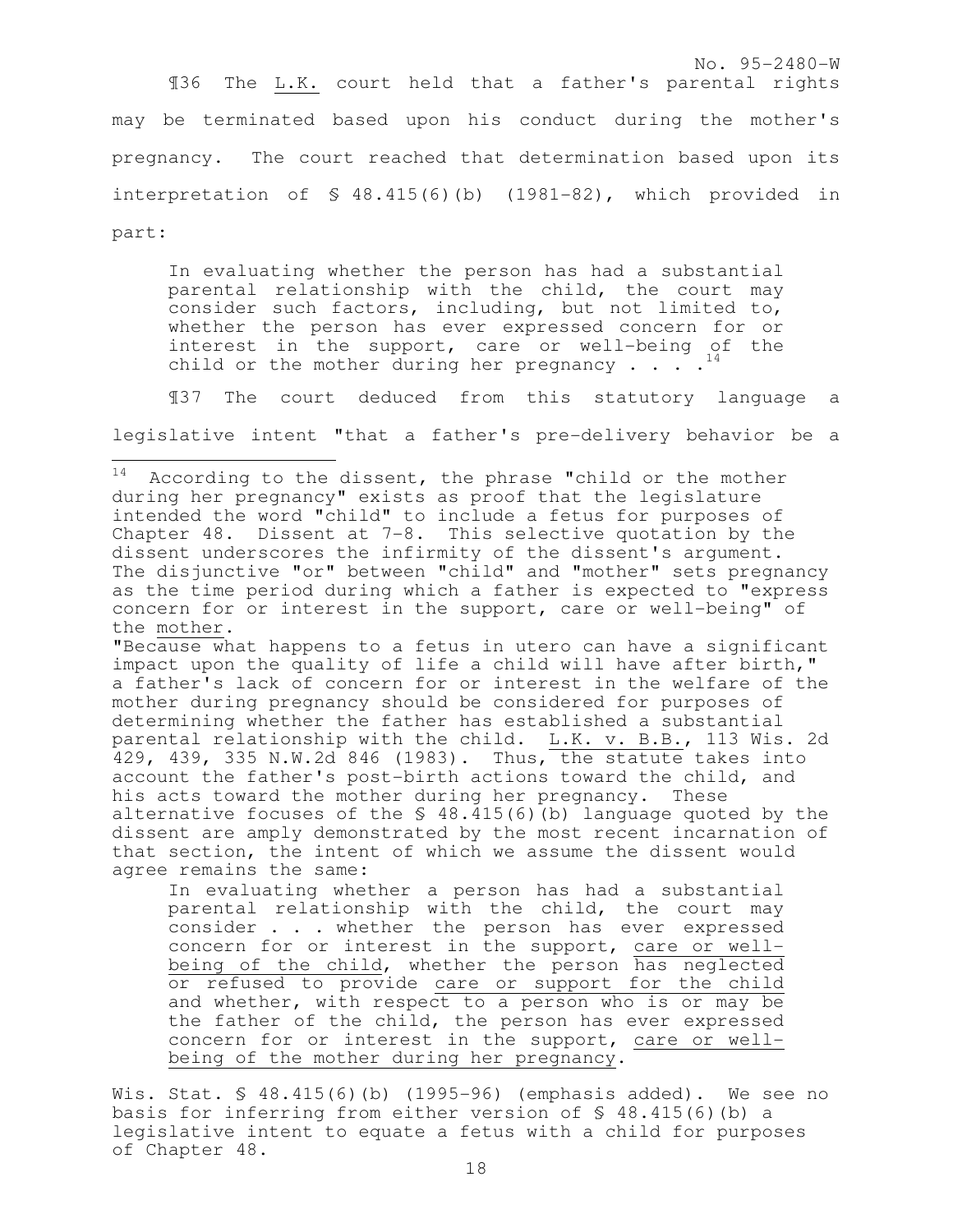¶36 The L.K. court held that a father's parental rights may be terminated based upon his conduct during the mother's pregnancy. The court reached that determination based upon its interpretation of § 48.415(6)(b) (1981-82), which provided in part:

> In evaluating whether the person has had a substantial parental relationship with the child, the court may consider such factors, including, but not limited to, whether the person has ever expressed concern for or interest in the support, care or well-being of the child or the mother during her pregnancy . . . .[14]

¶37 The court deduced from this statutory language a legislative intent "that a father's pre-delivery behavior be a

---

[14] According to the dissent, the phrase "child or the mother during her pregnancy" exists as proof that the legislature intended the word "child" to include a fetus for purposes of Chapter 48. Dissent at 7-8. This selective quotation by the dissent underscores the infirmity of the dissent's argument. The disjunctive "or" between "child" and "mother" sets pregnancy as the time period during which a father is expected to "express concern for or interest in the support, care or well-being" of the mother.

"Because what happens to a fetus in utero can have a significant impact upon the quality of life a child will have after birth," a father's lack of concern for or interest in the welfare of the mother during pregnancy should be considered for purposes of determining whether the father has established a substantial parental relationship with the child. L.K. v. B.B., 113 Wis. 2d 429, 439, 335 N.W.2d 846 (1983). Thus, the statute takes into account the father's post-birth actions toward the child, and his acts toward the mother during her pregnancy. These alternative focuses of the § 48.415(6)(b) language quoted by the dissent are amply demonstrated by the most recent incarnation of that section, the intent of which we assume the dissent would agree remains the same:

> In evaluating whether a person has had a substantial parental relationship with the child, the court may consider . . . whether the person has ever expressed concern for or interest in the support, care or well-being of the child, whether the person has neglected or refused to provide care or support for the child and whether, with respect to a person who is or may be the father of the child, the person has ever expressed concern for or interest in the support, care or well-being of the mother during her pregnancy.

Wis. Stat. § 48.415(6)(b) (1995-96) (emphasis added). We see no basis for inferring from either version of § 48.415(6)(b) a legislative intent to equate a fetus with a child for purposes of Chapter 48.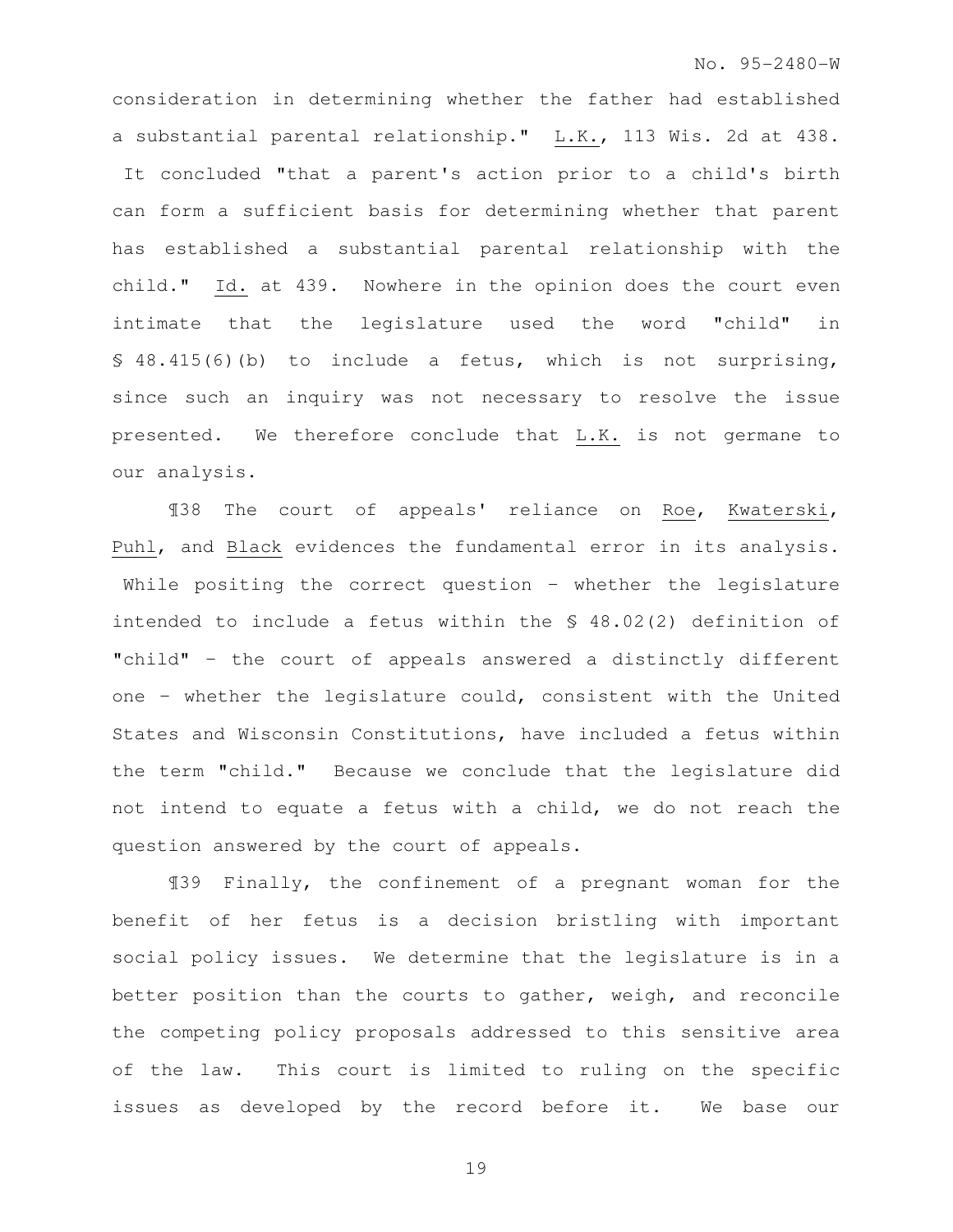consideration in determining whether the father had established a substantial parental relationship." L.K., 113 Wis. 2d at 438. It concluded "that a parent's action prior to a child's birth can form a sufficient basis for determining whether that parent has established a substantial parental relationship with the child." Id. at 439. Nowhere in the opinion does the court even intimate that the legislature used the word "child" in § 48.415(6)(b) to include a fetus, which is not surprising, since such an inquiry was not necessary to resolve the issue presented. We therefore conclude that L.K. is not germane to our analysis.

¶38 The court of appeals' reliance on Roe, Kwaterski, Puhl, and Black evidences the fundamental error in its analysis. While positing the correct question – whether the legislature intended to include a fetus within the § 48.02(2) definition of "child" – the court of appeals answered a distinctly different one – whether the legislature could, consistent with the United States and Wisconsin Constitutions, have included a fetus within the term "child." Because we conclude that the legislature did not intend to equate a fetus with a child, we do not reach the question answered by the court of appeals.

¶39 Finally, the confinement of a pregnant woman for the benefit of her fetus is a decision bristling with important social policy issues. We determine that the legislature is in a better position than the courts to gather, weigh, and reconcile the competing policy proposals addressed to this sensitive area of the law. This court is limited to ruling on the specific issues as developed by the record before it. We base our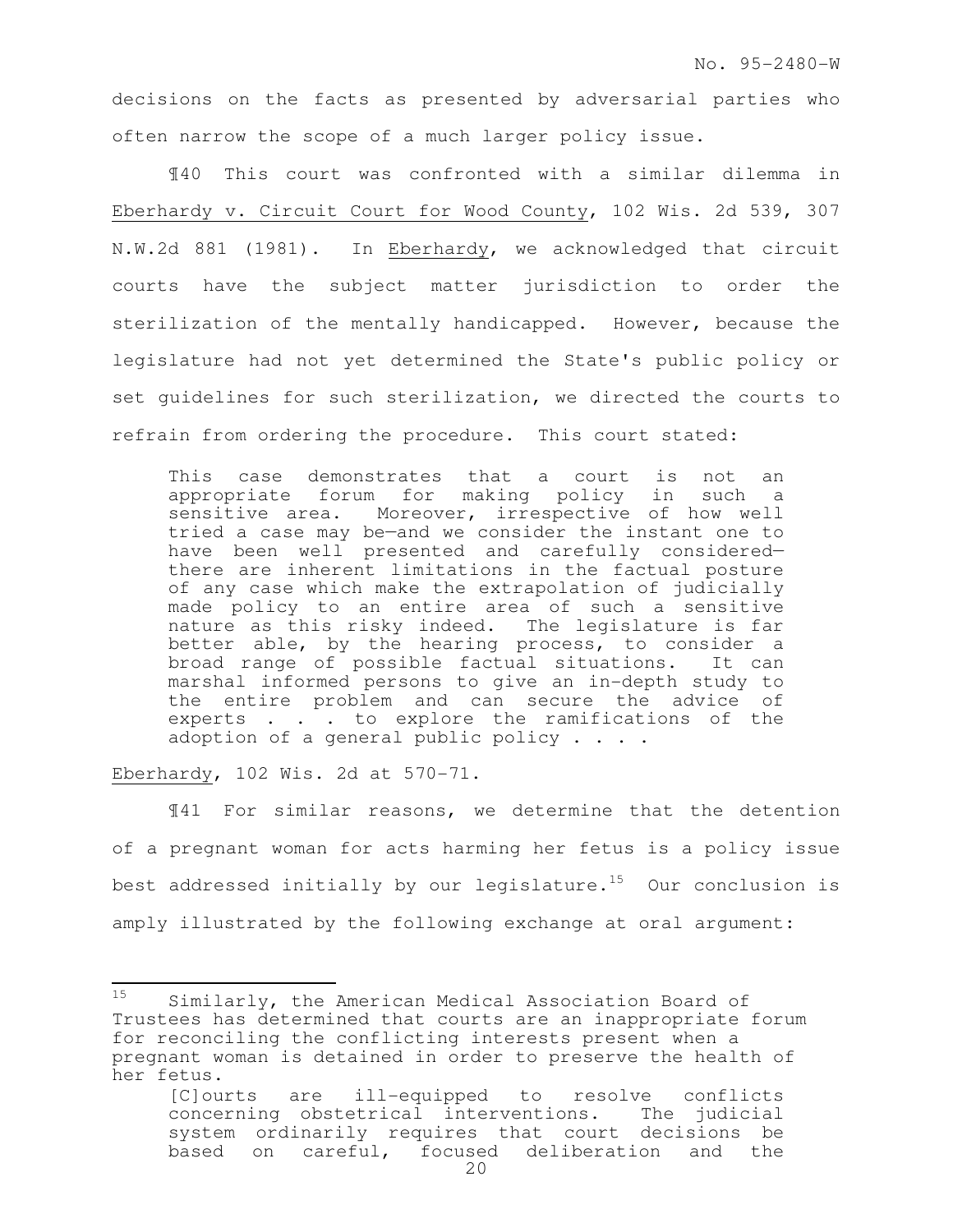decisions on the facts as presented by adversarial parties who often narrow the scope of a much larger policy issue.

¶40 This court was confronted with a similar dilemma in Eberhardy v. Circuit Court for Wood County, 102 Wis. 2d 539, 307 N.W.2d 881 (1981). In Eberhardy, we acknowledged that circuit courts have the subject matter jurisdiction to order the sterilization of the mentally handicapped. However, because the legislature had not yet determined the State's public policy or set guidelines for such sterilization, we directed the courts to refrain from ordering the procedure. This court stated:

> This case demonstrates that a court is not an appropriate forum for making policy in such a sensitive area. Moreover, irrespective of how well tried a case may be—and we consider the instant one to have been well presented and carefully considered—there are inherent limitations in the factual posture of any case which make the extrapolation of judicially made policy to an entire area of such a sensitive nature as this risky indeed. The legislature is far better able, by the hearing process, to consider a broad range of possible factual situations. It can marshal informed persons to give an in-depth study to the entire problem and can secure the advice of experts . . . to explore the ramifications of the adoption of a general public policy . . . .

Eberhardy, 102 Wis. 2d at 570-71.

¶41 For similar reasons, we determine that the detention of a pregnant woman for acts harming her fetus is a policy issue best addressed initially by our legislature.[15] Our conclusion is amply illustrated by the following exchange at oral argument:

---

[15] Similarly, the American Medical Association Board of Trustees has determined that courts are an inappropriate forum for reconciling the conflicting interests present when a pregnant woman is detained in order to preserve the health of her fetus.

> [C]ourts are ill-equipped to resolve conflicts concerning obstetrical interventions. The judicial system ordinarily requires that court decisions be based on careful, focused deliberation and the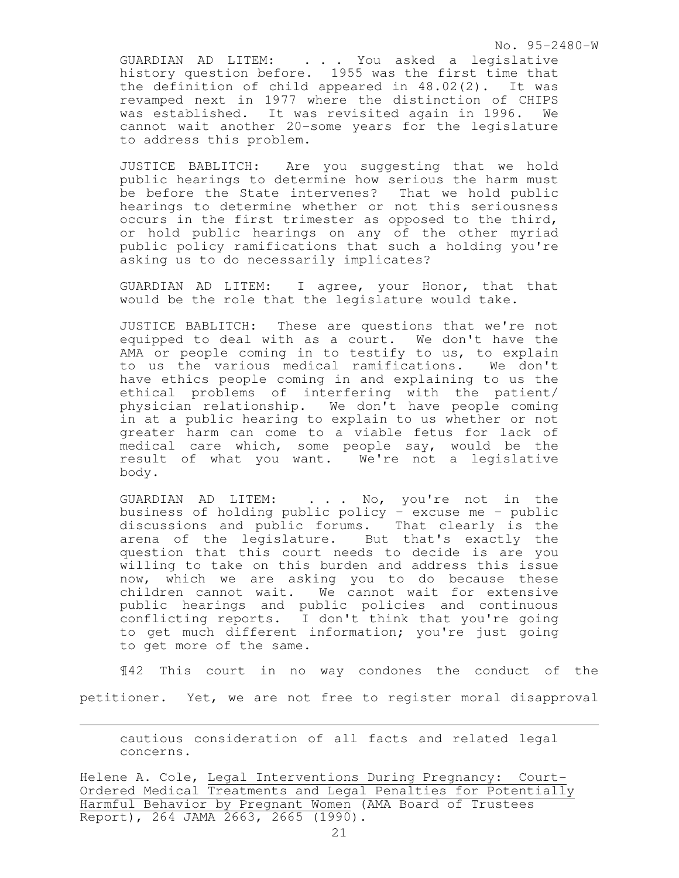> GUARDIAN AD LITEM: . . . You asked a legislative history question before. 1955 was the first time that the definition of child appeared in 48.02(2). It was revamped next in 1977 where the distinction of CHIPS was established. It was revisited again in 1996. We cannot wait another 20-some years for the legislature to address this problem.
>
> JUSTICE BABLITCH: Are you suggesting that we hold public hearings to determine how serious the harm must be before the State intervenes? That we hold public hearings to determine whether or not this seriousness occurs in the first trimester as opposed to the third, or hold public hearings on any of the other myriad public policy ramifications that such a holding you're asking us to do necessarily implicates?
>
> GUARDIAN AD LITEM: I agree, your Honor, that that would be the role that the legislature would take.
>
> JUSTICE BABLITCH: These are questions that we're not equipped to deal with as a court. We don't have the AMA or people coming in to testify to us, to explain to us the various medical ramifications. We don't have ethics people coming in and explaining to us the ethical problems of interfering with the patient/physician relationship. We don't have people coming in at a public hearing to explain to us whether or not greater harm can come to a viable fetus for lack of medical care which, some people say, would be the result of what you want. We're not a legislative body.
>
> GUARDIAN AD LITEM: . . . No, you're not in the business of holding public policy - excuse me - public discussions and public forums. That clearly is the arena of the legislature. But that's exactly the question that this court needs to decide is are you willing to take on this burden and address this issue now, which we are asking you to do because these children cannot wait. We cannot wait for extensive public hearings and public policies and continuous conflicting reports. I don't think that you're going to get much different information; you're just going to get more of the same.

¶42 This court in no way condones the conduct of the petitioner. Yet, we are not free to register moral disapproval

---

> cautious consideration of all facts and related legal concerns.

Helene A. Cole, Legal Interventions During Pregnancy: Court-Ordered Medical Treatments and Legal Penalties for Potentially Harmful Behavior by Pregnant Women (AMA Board of Trustees Report), 264 JAMA 2663, 2665 (1990).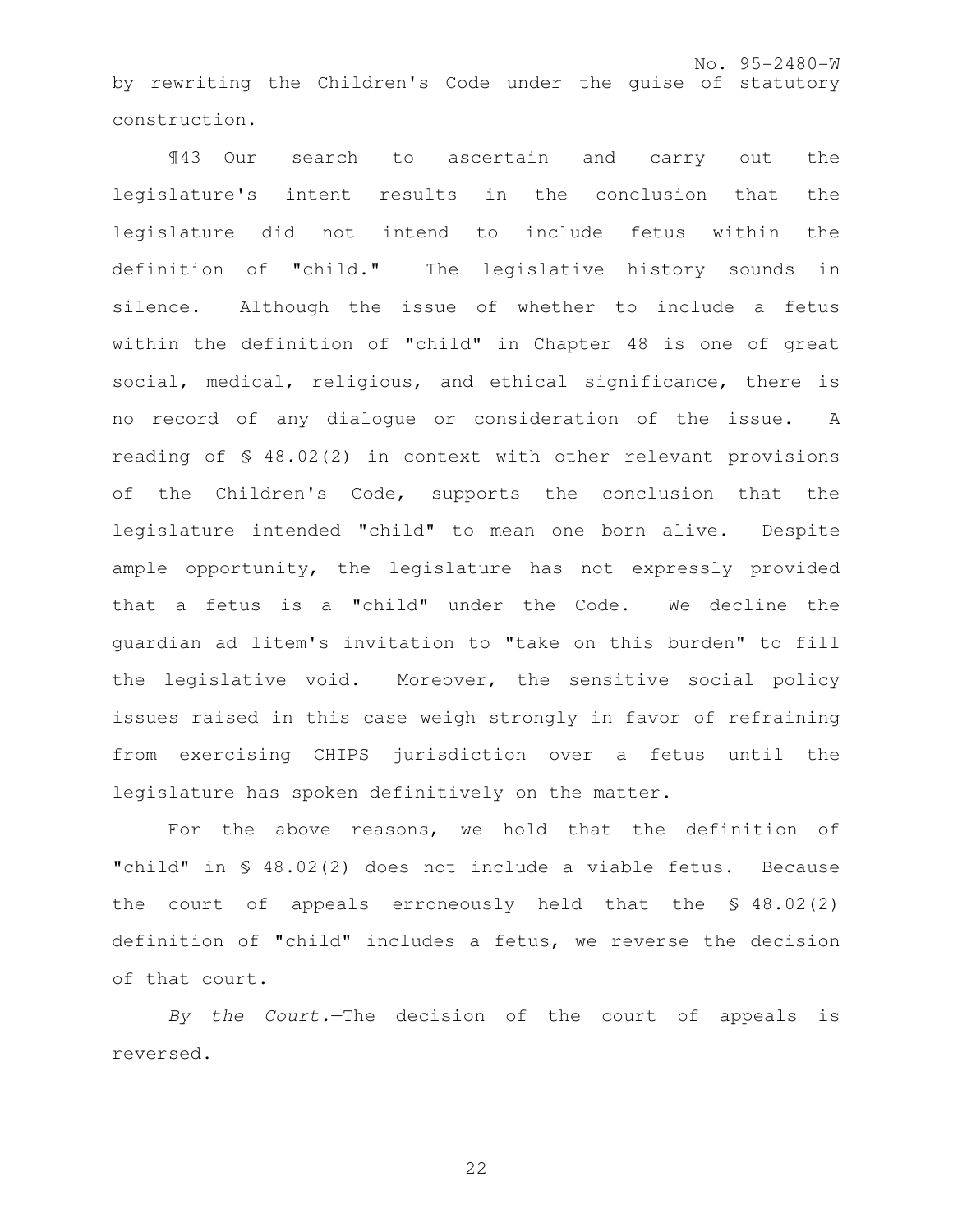by rewriting the Children's Code under the guise of statutory construction.

¶43 Our search to ascertain and carry out the legislature's intent results in the conclusion that the legislature did not intend to include fetus within the definition of "child." The legislative history sounds in silence. Although the issue of whether to include a fetus within the definition of "child" in Chapter 48 is one of great social, medical, religious, and ethical significance, there is no record of any dialogue or consideration of the issue. A reading of § 48.02(2) in context with other relevant provisions of the Children's Code, supports the conclusion that the legislature intended "child" to mean one born alive. Despite ample opportunity, the legislature has not expressly provided that a fetus is a "child" under the Code. We decline the guardian ad litem's invitation to "take on this burden" to fill the legislative void. Moreover, the sensitive social policy issues raised in this case weigh strongly in favor of refraining from exercising CHIPS jurisdiction over a fetus until the legislature has spoken definitively on the matter.

For the above reasons, we hold that the definition of "child" in § 48.02(2) does not include a viable fetus. Because the court of appeals erroneously held that the § 48.02(2) definition of "child" includes a fetus, we reverse the decision of that court.

*By the Court.*—The decision of the court of appeals is reversed.

---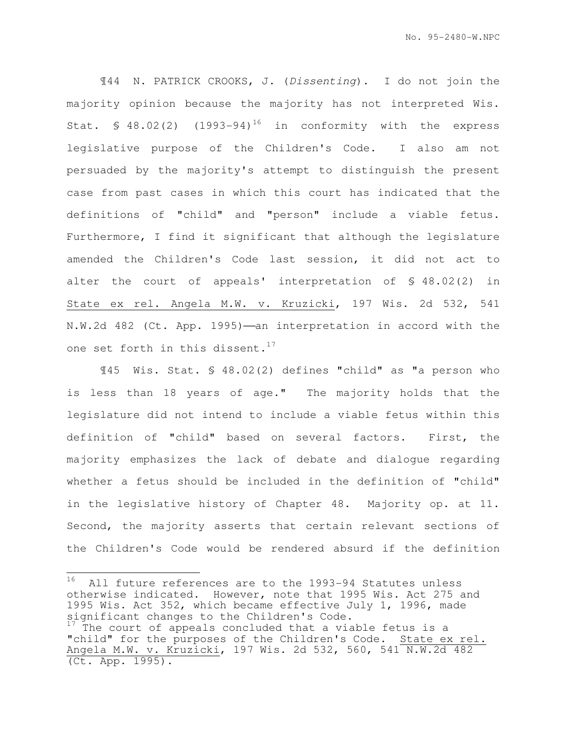¶44 N. PATRICK CROOKS, J. (*Dissenting*). I do not join the majority opinion because the majority has not interpreted Wis. Stat. § 48.02(2) (1993-94)[16] in conformity with the express legislative purpose of the Children's Code. I also am not persuaded by the majority's attempt to distinguish the present case from past cases in which this court has indicated that the definitions of "child" and "person" include a viable fetus. Furthermore, I find it significant that although the legislature amended the Children's Code last session, it did not act to alter the court of appeals' interpretation of § 48.02(2) in State ex rel. Angela M.W. v. Kruzicki, 197 Wis. 2d 532, 541 N.W.2d 482 (Ct. App. 1995)——an interpretation in accord with the one set forth in this dissent.[17]

¶45 Wis. Stat. § 48.02(2) defines "child" as "a person who is less than 18 years of age." The majority holds that the legislature did not intend to include a viable fetus within this definition of "child" based on several factors. First, the majority emphasizes the lack of debate and dialogue regarding whether a fetus should be included in the definition of "child" in the legislative history of Chapter 48. Majority op. at 11. Second, the majority asserts that certain relevant sections of the Children's Code would be rendered absurd if the definition

---

[16] All future references are to the 1993-94 Statutes unless otherwise indicated. However, note that 1995 Wis. Act 275 and 1995 Wis. Act 352, which became effective July 1, 1996, made significant changes to the Children's Code.

[17] The court of appeals concluded that a viable fetus is a "child" for the purposes of the Children's Code. State ex rel. Angela M.W. v. Kruzicki, 197 Wis. 2d 532, 560, 541 N.W.2d 482 (Ct. App. 1995).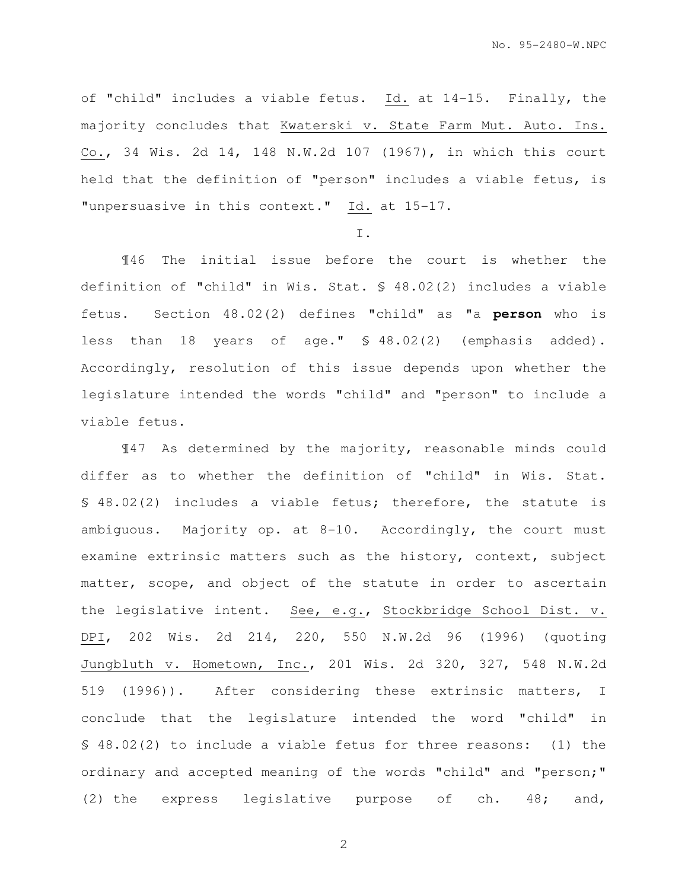of "child" includes a viable fetus. Id. at 14-15. Finally, the majority concludes that Kwaterski v. State Farm Mut. Auto. Ins. Co., 34 Wis. 2d 14, 148 N.W.2d 107 (1967), in which this court held that the definition of "person" includes a viable fetus, is "unpersuasive in this context." Id. at 15-17.

I.

¶46 The initial issue before the court is whether the definition of "child" in Wis. Stat. § 48.02(2) includes a viable fetus. Section 48.02(2) defines "child" as "a **person** who is less than 18 years of age." § 48.02(2) (emphasis added). Accordingly, resolution of this issue depends upon whether the legislature intended the words "child" and "person" to include a viable fetus.

¶47 As determined by the majority, reasonable minds could differ as to whether the definition of "child" in Wis. Stat. § 48.02(2) includes a viable fetus; therefore, the statute is ambiguous. Majority op. at 8-10. Accordingly, the court must examine extrinsic matters such as the history, context, subject matter, scope, and object of the statute in order to ascertain the legislative intent. See, e.g., Stockbridge School Dist. v. DPI, 202 Wis. 2d 214, 220, 550 N.W.2d 96 (1996) (quoting Jungbluth v. Hometown, Inc., 201 Wis. 2d 320, 327, 548 N.W.2d 519 (1996)). After considering these extrinsic matters, I conclude that the legislature intended the word "child" in § 48.02(2) to include a viable fetus for three reasons: (1) the ordinary and accepted meaning of the words "child" and "person;" (2) the express legislative purpose of ch. 48; and,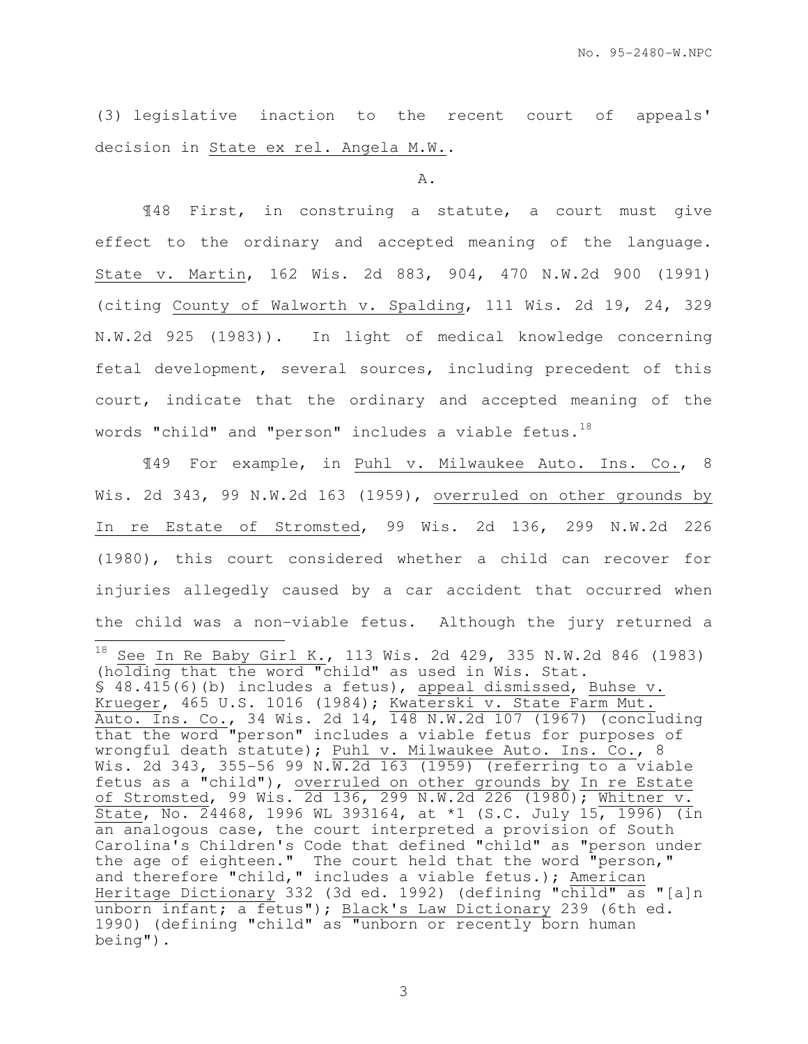(3) legislative inaction to the recent court of appeals' decision in State ex rel. Angela M.W..

A.

¶48 First, in construing a statute, a court must give effect to the ordinary and accepted meaning of the language. State v. Martin, 162 Wis. 2d 883, 904, 470 N.W.2d 900 (1991) (citing County of Walworth v. Spalding, 111 Wis. 2d 19, 24, 329 N.W.2d 925 (1983)). In light of medical knowledge concerning fetal development, several sources, including precedent of this court, indicate that the ordinary and accepted meaning of the words "child" and "person" includes a viable fetus.[18]

¶49 For example, in Puhl v. Milwaukee Auto. Ins. Co., 8 Wis. 2d 343, 99 N.W.2d 163 (1959), overruled on other grounds by In re Estate of Stromsted, 99 Wis. 2d 136, 299 N.W.2d 226 (1980), this court considered whether a child can recover for injuries allegedly caused by a car accident that occurred when the child was a non-viable fetus. Although the jury returned a

[18] See In Re Baby Girl K., 113 Wis. 2d 429, 335 N.W.2d 846 (1983) (holding that the word "child" as used in Wis. Stat. § 48.415(6)(b) includes a fetus), appeal dismissed, Buhse v. Krueger, 465 U.S. 1016 (1984); Kwaterski v. State Farm Mut. Auto. Ins. Co., 34 Wis. 2d 14, 148 N.W.2d 107 (1967) (concluding that the word "person" includes a viable fetus for purposes of wrongful death statute); Puhl v. Milwaukee Auto. Ins. Co., 8 Wis. 2d 343, 355-56 99 N.W.2d 163 (1959) (referring to a viable fetus as a "child"), overruled on other grounds by In re Estate of Stromsted, 99 Wis. 2d 136, 299 N.W.2d 226 (1980); Whitner v. State, No. 24468, 1996 WL 393164, at *1 (S.C. July 15, 1996) (in an analogous case, the court interpreted a provision of South Carolina's Children's Code that defined "child" as "person under the age of eighteen." The court held that the word "person," and therefore "child," includes a viable fetus.); American Heritage Dictionary 332 (3d ed. 1992) (defining "child" as "[a]n unborn infant; a fetus"); Black's Law Dictionary 239 (6th ed. 1990) (defining "child" as "unborn or recently born human being").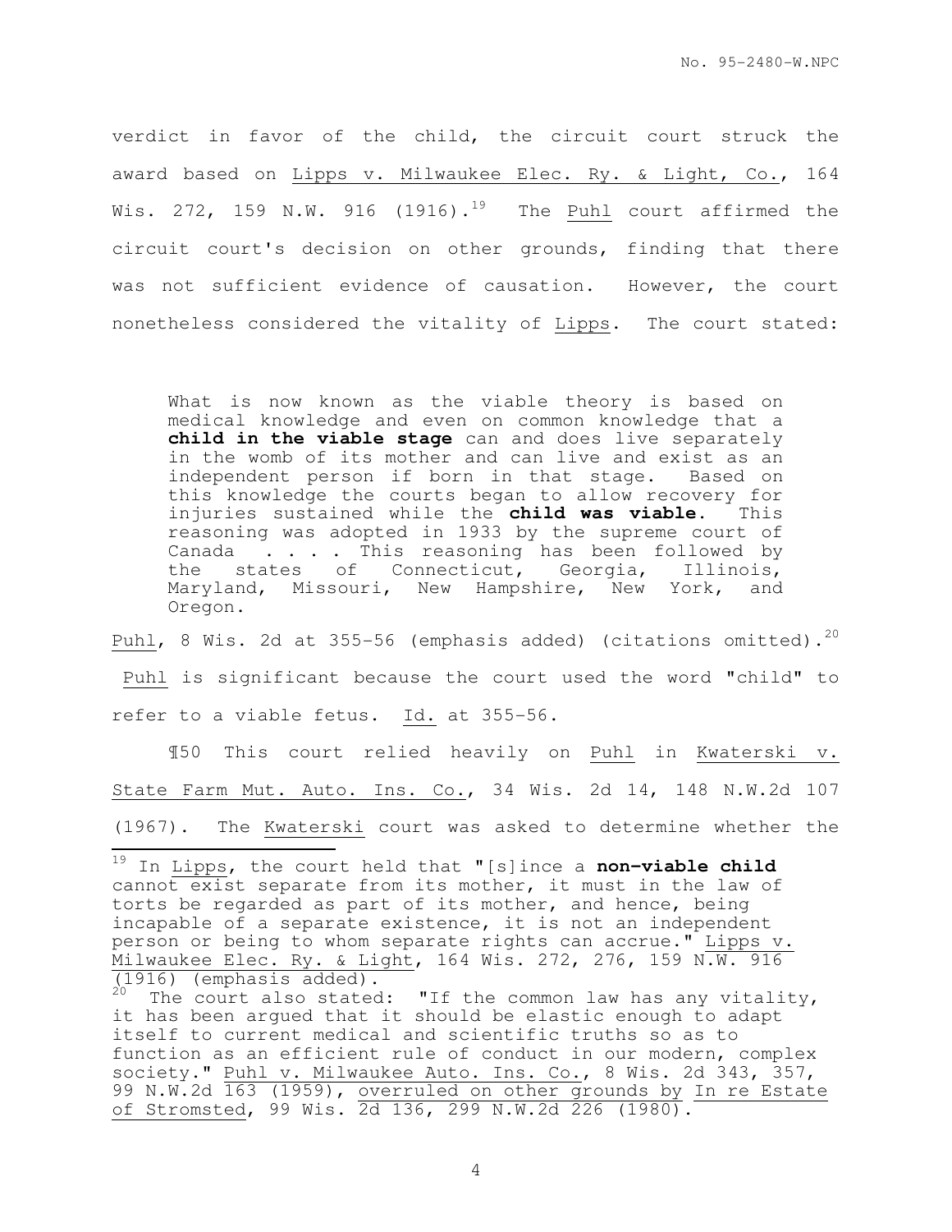verdict in favor of the child, the circuit court struck the award based on Lipps v. Milwaukee Elec. Ry. & Light, Co., 164 Wis. 272, 159 N.W. 916 (1916).[19] The Puhl court affirmed the circuit court's decision on other grounds, finding that there was not sufficient evidence of causation. However, the court nonetheless considered the vitality of Lipps. The court stated:

> What is now known as the viable theory is based on medical knowledge and even on common knowledge that a **child in the viable stage** can and does live separately in the womb of its mother and can live and exist as an independent person if born in that stage. Based on this knowledge the courts began to allow recovery for injuries sustained while the **child was viable**. This reasoning was adopted in 1933 by the supreme court of Canada . . . . This reasoning has been followed by the states of Connecticut, Georgia, Illinois, Maryland, Missouri, New Hampshire, New York, and Oregon.

Puhl, 8 Wis. 2d at 355-56 (emphasis added) (citations omitted).[20] Puhl is significant because the court used the word "child" to refer to a viable fetus. Id. at 355-56.

¶50 This court relied heavily on Puhl in Kwaterski v. State Farm Mut. Auto. Ins. Co., 34 Wis. 2d 14, 148 N.W.2d 107 (1967). The Kwaterski court was asked to determine whether the

---

[19] In Lipps, the court held that "[s]ince a **non-viable child** cannot exist separate from its mother, it must in the law of torts be regarded as part of its mother, and hence, being incapable of a separate existence, it is not an independent person or being to whom separate rights can accrue." Lipps v. Milwaukee Elec. Ry. & Light, 164 Wis. 272, 276, 159 N.W. 916 (1916) (emphasis added).

[20] The court also stated: "If the common law has any vitality, it has been argued that it should be elastic enough to adapt itself to current medical and scientific truths so as to function as an efficient rule of conduct in our modern, complex society." Puhl v. Milwaukee Auto. Ins. Co., 8 Wis. 2d 343, 357, 99 N.W.2d 163 (1959), overruled on other grounds by In re Estate of Stromsted, 99 Wis. 2d 136, 299 N.W.2d 226 (1980).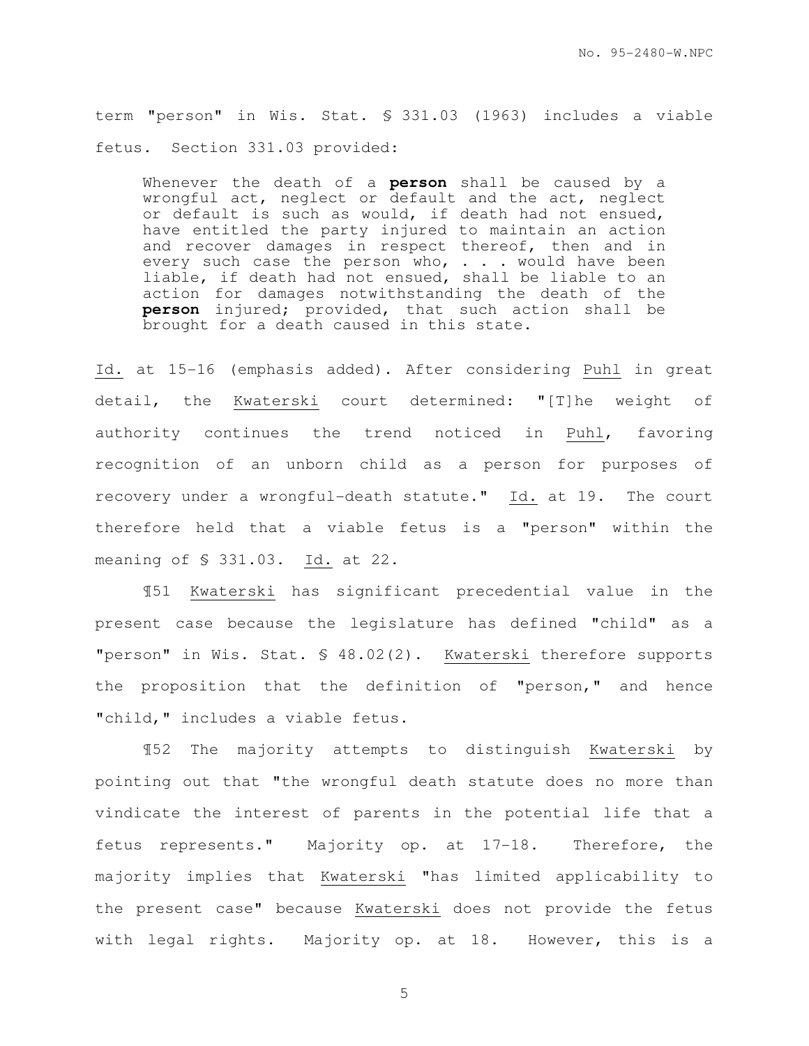term "person" in Wis. Stat. § 331.03 (1963) includes a viable fetus. Section 331.03 provided:

> Whenever the death of a **person** shall be caused by a wrongful act, neglect or default and the act, neglect or default is such as would, if death had not ensued, have entitled the party injured to maintain an action and recover damages in respect thereof, then and in every such case the person who, . . . would have been liable, if death had not ensued, shall be liable to an action for damages notwithstanding the death of the **person** injured; provided, that such action shall be brought for a death caused in this state.

Id. at 15-16 (emphasis added). After considering Puhl in great detail, the Kwaterski court determined: "[T]he weight of authority continues the trend noticed in Puhl, favoring recognition of an unborn child as a person for purposes of recovery under a wrongful-death statute." Id. at 19. The court therefore held that a viable fetus is a "person" within the meaning of § 331.03. Id. at 22.

¶51 Kwaterski has significant precedential value in the present case because the legislature has defined "child" as a "person" in Wis. Stat. § 48.02(2). Kwaterski therefore supports the proposition that the definition of "person," and hence "child," includes a viable fetus.

¶52 The majority attempts to distinguish Kwaterski by pointing out that "the wrongful death statute does no more than vindicate the interest of parents in the potential life that a fetus represents." Majority op. at 17-18. Therefore, the majority implies that Kwaterski "has limited applicability to the present case" because Kwaterski does not provide the fetus with legal rights. Majority op. at 18. However, this is a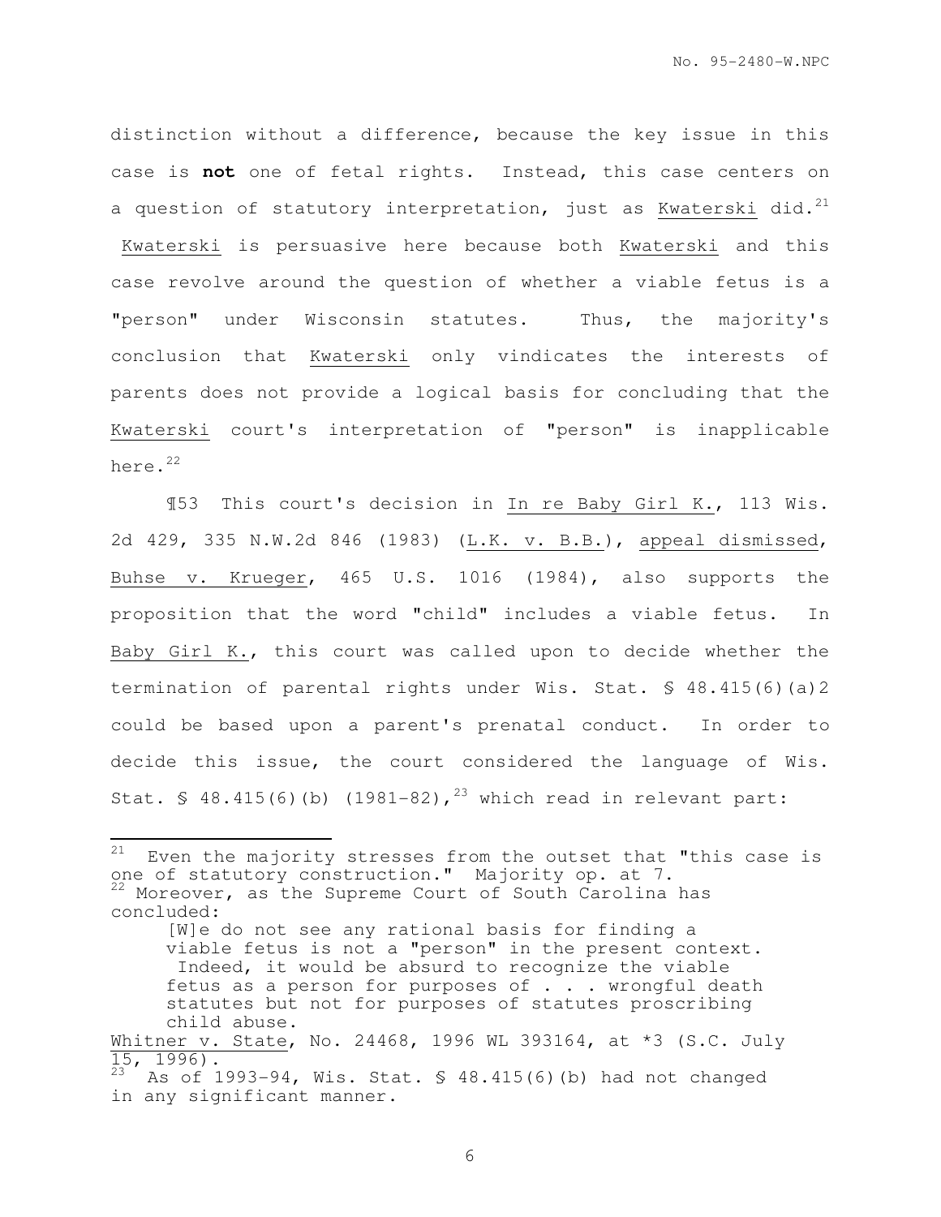distinction without a difference, because the key issue in this case is **not** one of fetal rights. Instead, this case centers on a question of statutory interpretation, just as Kwaterski did.[21] Kwaterski is persuasive here because both Kwaterski and this case revolve around the question of whether a viable fetus is a "person" under Wisconsin statutes. Thus, the majority's conclusion that Kwaterski only vindicates the interests of parents does not provide a logical basis for concluding that the Kwaterski court's interpretation of "person" is inapplicable here.[22]

¶53 This court's decision in In re Baby Girl K., 113 Wis. 2d 429, 335 N.W.2d 846 (1983) (L.K. v. B.B.), appeal dismissed, Buhse v. Krueger, 465 U.S. 1016 (1984), also supports the proposition that the word "child" includes a viable fetus. In Baby Girl K., this court was called upon to decide whether the termination of parental rights under Wis. Stat. § 48.415(6)(a)2 could be based upon a parent's prenatal conduct. In order to decide this issue, the court considered the language of Wis. Stat. § 48.415(6)(b) (1981-82),[23] which read in relevant part:

---

[21] Even the majority stresses from the outset that "this case is one of statutory construction." Majority op. at 7.

[22] Moreover, as the Supreme Court of South Carolina has concluded:

> [W]e do not see any rational basis for finding a viable fetus is not a "person" in the present context. Indeed, it would be absurd to recognize the viable fetus as a person for purposes of . . . wrongful death statutes but not for purposes of statutes proscribing child abuse.

Whitner v. State, No. 24468, 1996 WL 393164, at *3 (S.C. July 15, 1996).

[23] As of 1993-94, Wis. Stat. § 48.415(6)(b) had not changed in any significant manner.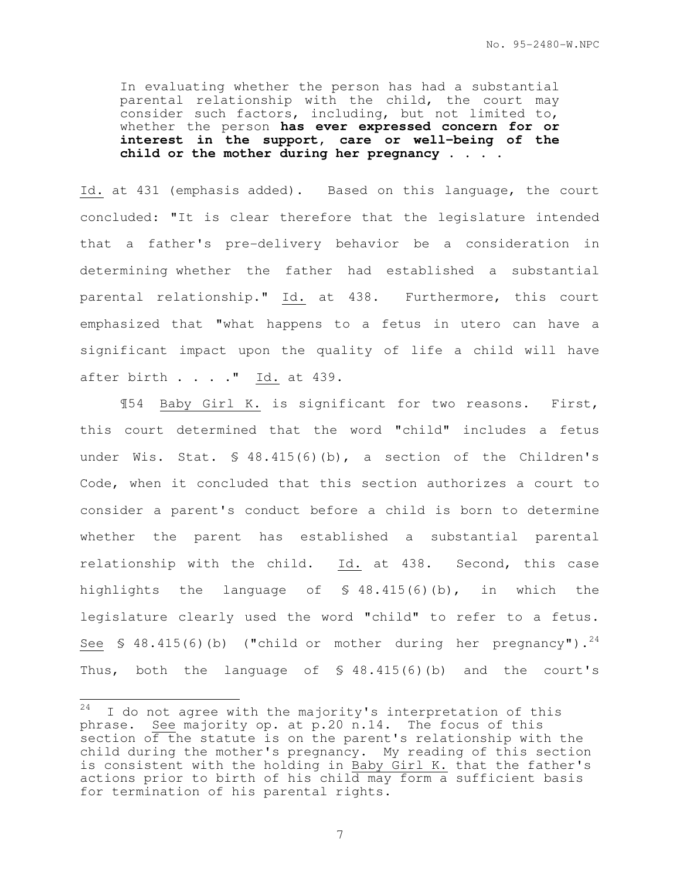> In evaluating whether the person has had a substantial parental relationship with the child, the court may consider such factors, including, but not limited to, whether the person **has ever expressed concern for or interest in the support, care or well-being of the child or the mother during her pregnancy . . . .**

Id. at 431 (emphasis added). Based on this language, the court concluded: "It is clear therefore that the legislature intended that a father's pre-delivery behavior be a consideration in determining whether the father had established a substantial parental relationship." Id. at 438. Furthermore, this court emphasized that "what happens to a fetus in utero can have a significant impact upon the quality of life a child will have after birth . . . ." Id. at 439.

¶54 Baby Girl K. is significant for two reasons. First, this court determined that the word "child" includes a fetus under Wis. Stat. § 48.415(6)(b), a section of the Children's Code, when it concluded that this section authorizes a court to consider a parent's conduct before a child is born to determine whether the parent has established a substantial parental relationship with the child. Id. at 438. Second, this case highlights the language of § 48.415(6)(b), in which the legislature clearly used the word "child" to refer to a fetus. See § 48.415(6)(b) ("child or mother during her pregnancy").[24] Thus, both the language of § 48.415(6)(b) and the court's

---

[24] I do not agree with the majority's interpretation of this phrase. See majority op. at p.20 n.14. The focus of this section of the statute is on the parent's relationship with the child during the mother's pregnancy. My reading of this section is consistent with the holding in Baby Girl K. that the father's actions prior to birth of his child may form a sufficient basis for termination of his parental rights.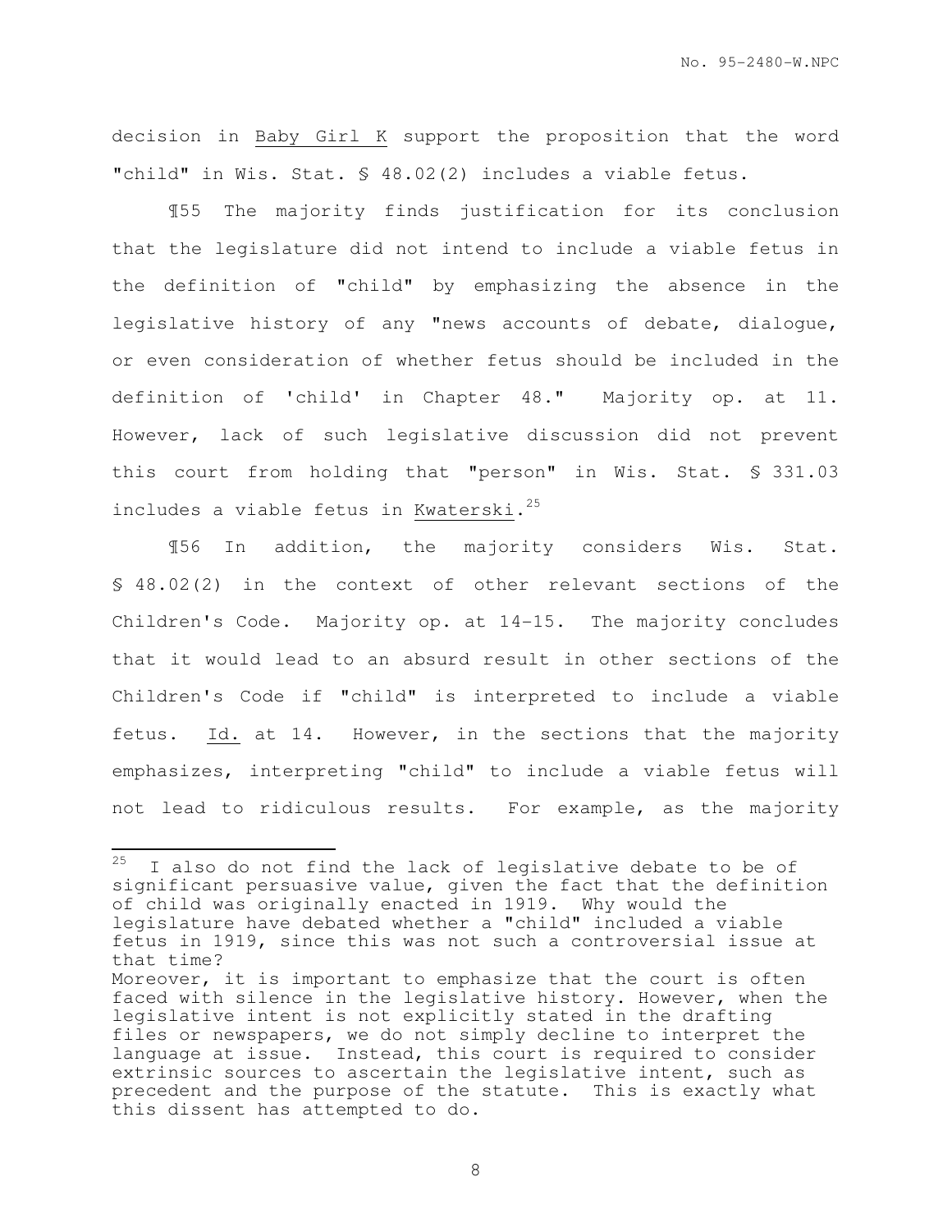decision in Baby Girl K support the proposition that the word "child" in Wis. Stat. § 48.02(2) includes a viable fetus.

¶55 The majority finds justification for its conclusion that the legislature did not intend to include a viable fetus in the definition of "child" by emphasizing the absence in the legislative history of any "news accounts of debate, dialogue, or even consideration of whether fetus should be included in the definition of 'child' in Chapter 48." Majority op. at 11. However, lack of such legislative discussion did not prevent this court from holding that "person" in Wis. Stat. § 331.03 includes a viable fetus in Kwaterski.[25]

¶56 In addition, the majority considers Wis. Stat. § 48.02(2) in the context of other relevant sections of the Children's Code. Majority op. at 14-15. The majority concludes that it would lead to an absurd result in other sections of the Children's Code if "child" is interpreted to include a viable fetus. Id. at 14. However, in the sections that the majority emphasizes, interpreting "child" to include a viable fetus will not lead to ridiculous results. For example, as the majority

---

[25] I also do not find the lack of legislative debate to be of significant persuasive value, given the fact that the definition of child was originally enacted in 1919. Why would the legislature have debated whether a "child" included a viable fetus in 1919, since this was not such a controversial issue at that time?

Moreover, it is important to emphasize that the court is often faced with silence in the legislative history. However, when the legislative intent is not explicitly stated in the drafting files or newspapers, we do not simply decline to interpret the language at issue. Instead, this court is required to consider extrinsic sources to ascertain the legislative intent, such as precedent and the purpose of the statute. This is exactly what this dissent has attempted to do.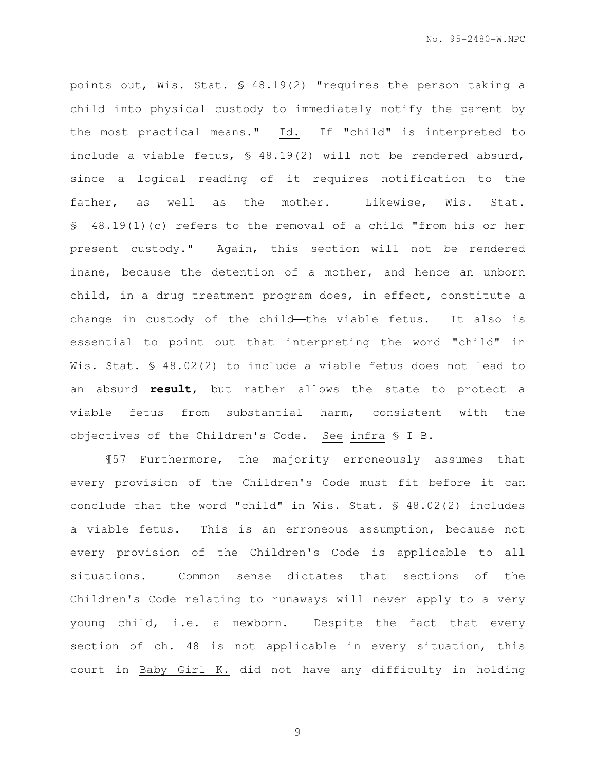points out, Wis. Stat. § 48.19(2) "requires the person taking a child into physical custody to immediately notify the parent by the most practical means." Id. If "child" is interpreted to include a viable fetus, § 48.19(2) will not be rendered absurd, since a logical reading of it requires notification to the father, as well as the mother. Likewise, Wis. Stat. § 48.19(1)(c) refers to the removal of a child "from his or her present custody." Again, this section will not be rendered inane, because the detention of a mother, and hence an unborn child, in a drug treatment program does, in effect, constitute a change in custody of the child——the viable fetus. It also is essential to point out that interpreting the word "child" in Wis. Stat. § 48.02(2) to include a viable fetus does not lead to an absurd **result**, but rather allows the state to protect a viable fetus from substantial harm, consistent with the objectives of the Children's Code. See infra § I B.

¶57 Furthermore, the majority erroneously assumes that every provision of the Children's Code must fit before it can conclude that the word "child" in Wis. Stat. § 48.02(2) includes a viable fetus. This is an erroneous assumption, because not every provision of the Children's Code is applicable to all situations. Common sense dictates that sections of the Children's Code relating to runaways will never apply to a very young child, i.e. a newborn. Despite the fact that every section of ch. 48 is not applicable in every situation, this court in Baby Girl K. did not have any difficulty in holding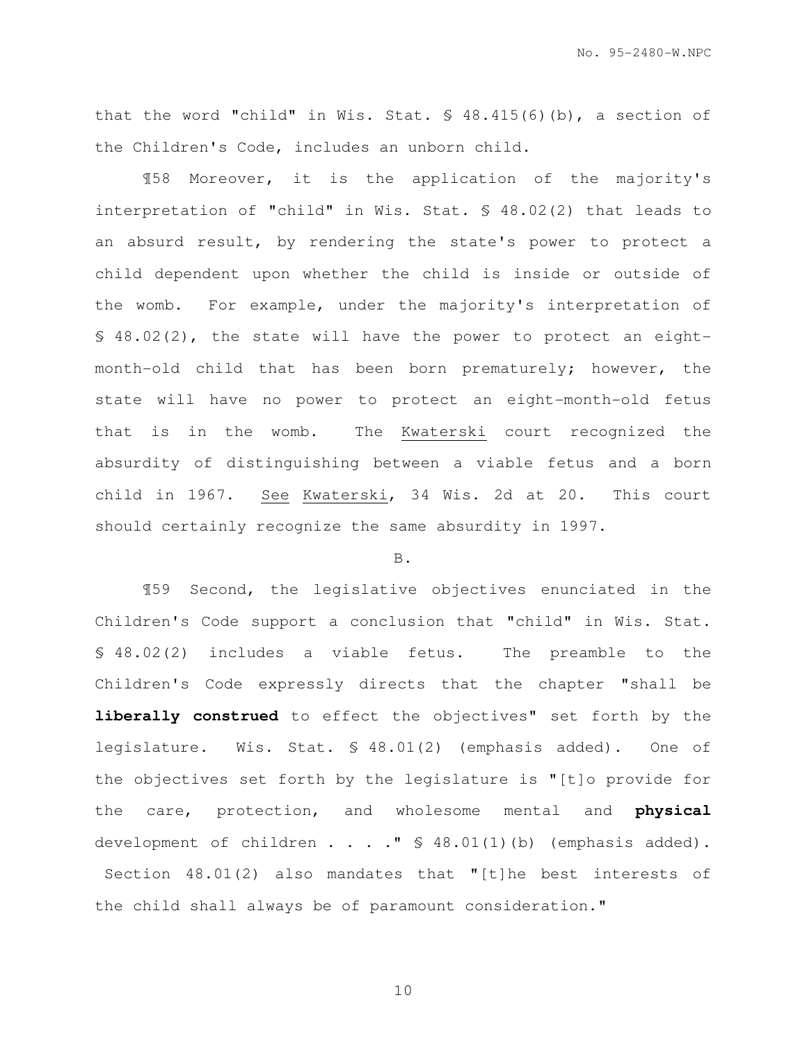that the word "child" in Wis. Stat. § 48.415(6)(b), a section of the Children's Code, includes an unborn child.

¶58 Moreover, it is the application of the majority's interpretation of "child" in Wis. Stat. § 48.02(2) that leads to an absurd result, by rendering the state's power to protect a child dependent upon whether the child is inside or outside of the womb. For example, under the majority's interpretation of § 48.02(2), the state will have the power to protect an eight-month-old child that has been born prematurely; however, the state will have no power to protect an eight-month-old fetus that is in the womb. The Kwaterski court recognized the absurdity of distinguishing between a viable fetus and a born child in 1967. See Kwaterski, 34 Wis. 2d at 20. This court should certainly recognize the same absurdity in 1997.

B.

¶59 Second, the legislative objectives enunciated in the Children's Code support a conclusion that "child" in Wis. Stat. § 48.02(2) includes a viable fetus. The preamble to the Children's Code expressly directs that the chapter "shall be **liberally construed** to effect the objectives" set forth by the legislature. Wis. Stat. § 48.01(2) (emphasis added). One of the objectives set forth by the legislature is "[t]o provide for the care, protection, and wholesome mental and **physical** development of children . . . ." § 48.01(1)(b) (emphasis added). Section 48.01(2) also mandates that "[t]he best interests of the child shall always be of paramount consideration."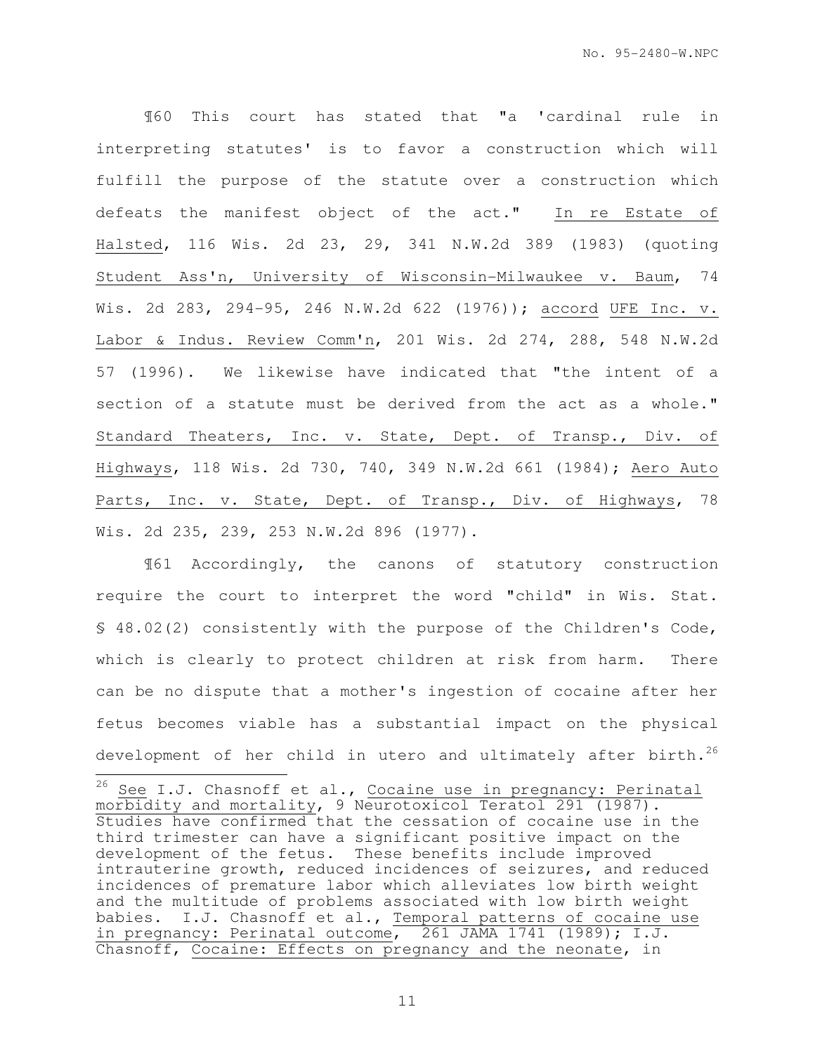¶60 This court has stated that "a 'cardinal rule in interpreting statutes' is to favor a construction which will fulfill the purpose of the statute over a construction which defeats the manifest object of the act." In re Estate of Halsted, 116 Wis. 2d 23, 29, 341 N.W.2d 389 (1983) (quoting Student Ass'n, University of Wisconsin-Milwaukee v. Baum, 74 Wis. 2d 283, 294-95, 246 N.W.2d 622 (1976)); accord UFE Inc. v. Labor & Indus. Review Comm'n, 201 Wis. 2d 274, 288, 548 N.W.2d 57 (1996). We likewise have indicated that "the intent of a section of a statute must be derived from the act as a whole." Standard Theaters, Inc. v. State, Dept. of Transp., Div. of Highways, 118 Wis. 2d 730, 740, 349 N.W.2d 661 (1984); Aero Auto Parts, Inc. v. State, Dept. of Transp., Div. of Highways, 78 Wis. 2d 235, 239, 253 N.W.2d 896 (1977).

¶61 Accordingly, the canons of statutory construction require the court to interpret the word "child" in Wis. Stat. § 48.02(2) consistently with the purpose of the Children's Code, which is clearly to protect children at risk from harm. There can be no dispute that a mother's ingestion of cocaine after her fetus becomes viable has a substantial impact on the physical development of her child in utero and ultimately after birth.[26]

---

[26] See I.J. Chasnoff et al., Cocaine use in pregnancy: Perinatal morbidity and mortality, 9 Neurotoxicol Teratol 291 (1987). Studies have confirmed that the cessation of cocaine use in the third trimester can have a significant positive impact on the development of the fetus. These benefits include improved intrauterine growth, reduced incidences of seizures, and reduced incidences of premature labor which alleviates low birth weight and the multitude of problems associated with low birth weight babies. I.J. Chasnoff et al., Temporal patterns of cocaine use in pregnancy: Perinatal outcome, 261 JAMA 1741 (1989); I.J. Chasnoff, Cocaine: Effects on pregnancy and the neonate, in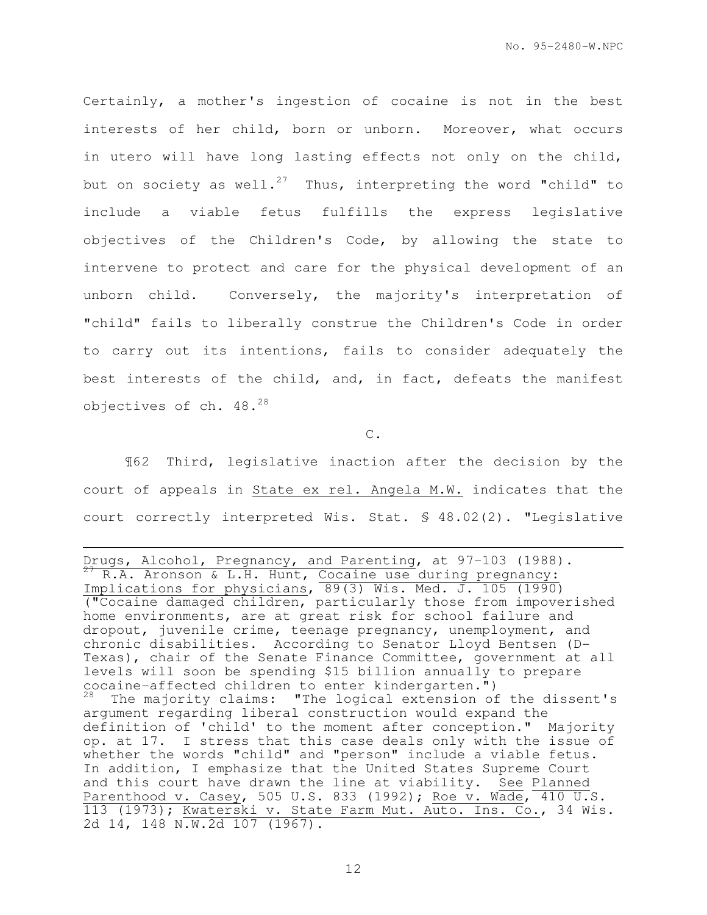Certainly, a mother's ingestion of cocaine is not in the best interests of her child, born or unborn. Moreover, what occurs in utero will have long lasting effects not only on the child, but on society as well.[27] Thus, interpreting the word "child" to include a viable fetus fulfills the express legislative objectives of the Children's Code, by allowing the state to intervene to protect and care for the physical development of an unborn child. Conversely, the majority's interpretation of "child" fails to liberally construe the Children's Code in order to carry out its intentions, fails to consider adequately the best interests of the child, and, in fact, defeats the manifest objectives of ch. 48.[28]

C.

¶62 Third, legislative inaction after the decision by the court of appeals in State ex rel. Angela M.W. indicates that the court correctly interpreted Wis. Stat. § 48.02(2). "Legislative

---

Drugs, Alcohol, Pregnancy, and Parenting, at 97-103 (1988).

[27] R.A. Aronson & L.H. Hunt, Cocaine use during pregnancy: Implications for physicians, 89(3) Wis. Med. J. 105 (1990) ("Cocaine damaged children, particularly those from impoverished home environments, are at great risk for school failure and dropout, juvenile crime, teenage pregnancy, unemployment, and chronic disabilities. According to Senator Lloyd Bentsen (D-Texas), chair of the Senate Finance Committee, government at all levels will soon be spending $15 billion annually to prepare cocaine-affected children to enter kindergarten.")

[28] The majority claims: "The logical extension of the dissent's argument regarding liberal construction would expand the definition of 'child' to the moment after conception." Majority op. at 17. I stress that this case deals only with the issue of whether the words "child" and "person" include a viable fetus. In addition, I emphasize that the United States Supreme Court and this court have drawn the line at viability. See Planned Parenthood v. Casey, 505 U.S. 833 (1992); Roe v. Wade, 410 U.S. 113 (1973); Kwaterski v. State Farm Mut. Auto. Ins. Co., 34 Wis. 2d 14, 148 N.W.2d 107 (1967).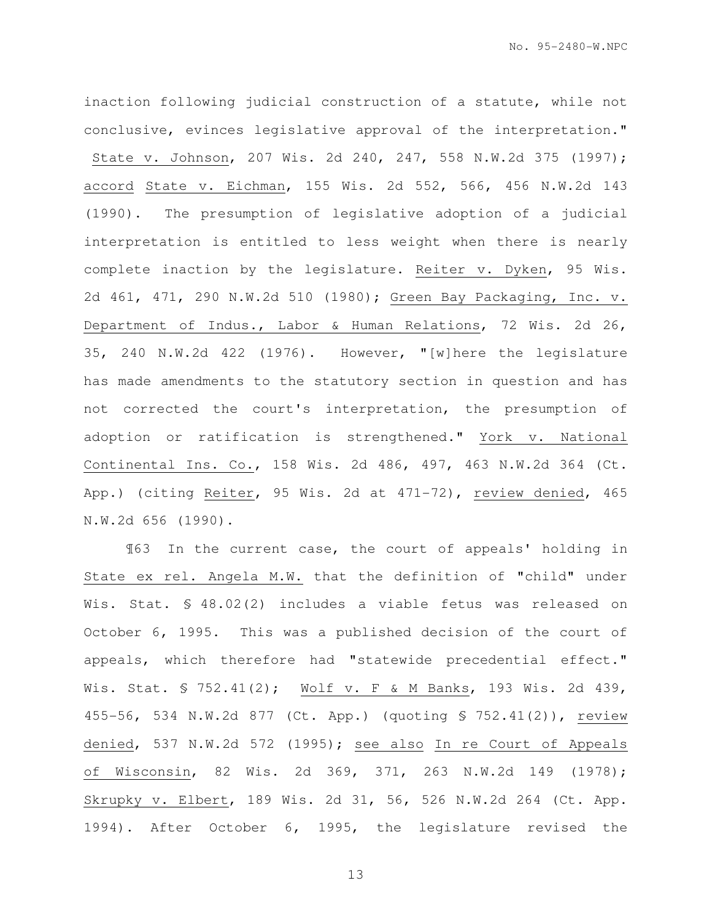inaction following judicial construction of a statute, while not conclusive, evinces legislative approval of the interpretation." State v. Johnson, 207 Wis. 2d 240, 247, 558 N.W.2d 375 (1997); accord State v. Eichman, 155 Wis. 2d 552, 566, 456 N.W.2d 143 (1990). The presumption of legislative adoption of a judicial interpretation is entitled to less weight when there is nearly complete inaction by the legislature. Reiter v. Dyken, 95 Wis. 2d 461, 471, 290 N.W.2d 510 (1980); Green Bay Packaging, Inc. v. Department of Indus., Labor & Human Relations, 72 Wis. 2d 26, 35, 240 N.W.2d 422 (1976). However, "[w]here the legislature has made amendments to the statutory section in question and has not corrected the court's interpretation, the presumption of adoption or ratification is strengthened." York v. National Continental Ins. Co., 158 Wis. 2d 486, 497, 463 N.W.2d 364 (Ct. App.) (citing Reiter, 95 Wis. 2d at 471-72), review denied, 465 N.W.2d 656 (1990).

¶63 In the current case, the court of appeals' holding in State ex rel. Angela M.W. that the definition of "child" under Wis. Stat. § 48.02(2) includes a viable fetus was released on October 6, 1995. This was a published decision of the court of appeals, which therefore had "statewide precedential effect." Wis. Stat. § 752.41(2); Wolf v. F & M Banks, 193 Wis. 2d 439, 455-56, 534 N.W.2d 877 (Ct. App.) (quoting § 752.41(2)), review denied, 537 N.W.2d 572 (1995); see also In re Court of Appeals of Wisconsin, 82 Wis. 2d 369, 371, 263 N.W.2d 149 (1978); Skrupky v. Elbert, 189 Wis. 2d 31, 56, 526 N.W.2d 264 (Ct. App. 1994). After October 6, 1995, the legislature revised the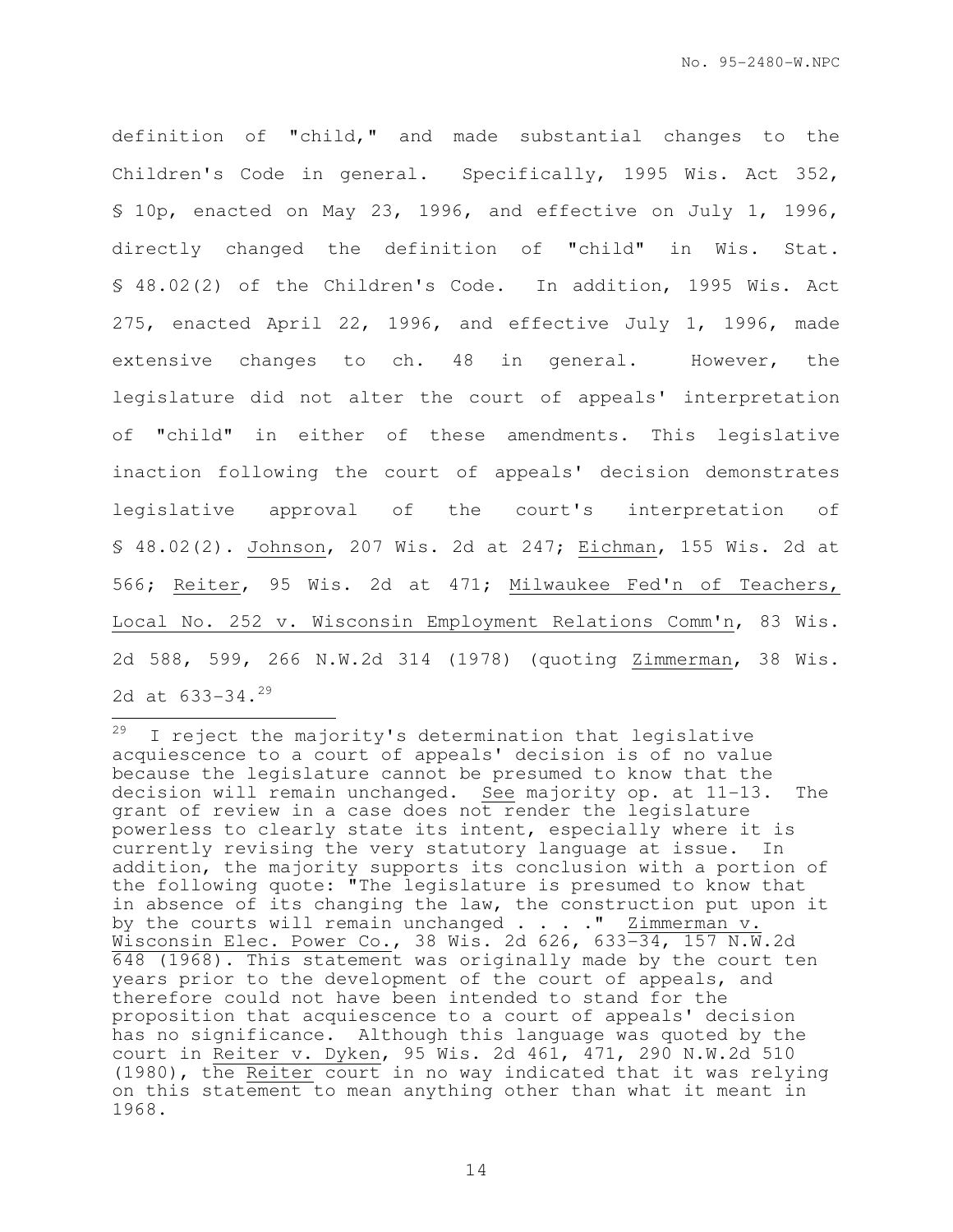definition of "child," and made substantial changes to the Children's Code in general. Specifically, 1995 Wis. Act 352, § 10p, enacted on May 23, 1996, and effective on July 1, 1996, directly changed the definition of "child" in Wis. Stat. § 48.02(2) of the Children's Code. In addition, 1995 Wis. Act 275, enacted April 22, 1996, and effective July 1, 1996, made extensive changes to ch. 48 in general. However, the legislature did not alter the court of appeals' interpretation of "child" in either of these amendments. This legislative inaction following the court of appeals' decision demonstrates legislative approval of the court's interpretation of § 48.02(2). Johnson, 207 Wis. 2d at 247; Eichman, 155 Wis. 2d at 566; Reiter, 95 Wis. 2d at 471; Milwaukee Fed'n of Teachers, Local No. 252 v. Wisconsin Employment Relations Comm'n, 83 Wis. 2d 588, 599, 266 N.W.2d 314 (1978) (quoting Zimmerman, 38 Wis. 2d at 633-34.[29]

---

[29] I reject the majority's determination that legislative acquiescence to a court of appeals' decision is of no value because the legislature cannot be presumed to know that the decision will remain unchanged. See majority op. at 11-13. The grant of review in a case does not render the legislature powerless to clearly state its intent, especially where it is currently revising the very statutory language at issue. In addition, the majority supports its conclusion with a portion of the following quote: "The legislature is presumed to know that in absence of its changing the law, the construction put upon it by the courts will remain unchanged . . . ." Zimmerman v. Wisconsin Elec. Power Co., 38 Wis. 2d 626, 633-34, 157 N.W.2d 648 (1968). This statement was originally made by the court ten years prior to the development of the court of appeals, and therefore could not have been intended to stand for the proposition that acquiescence to a court of appeals' decision has no significance. Although this language was quoted by the court in Reiter v. Dyken, 95 Wis. 2d 461, 471, 290 N.W.2d 510 (1980), the Reiter court in no way indicated that it was relying on this statement to mean anything other than what it meant in 1968.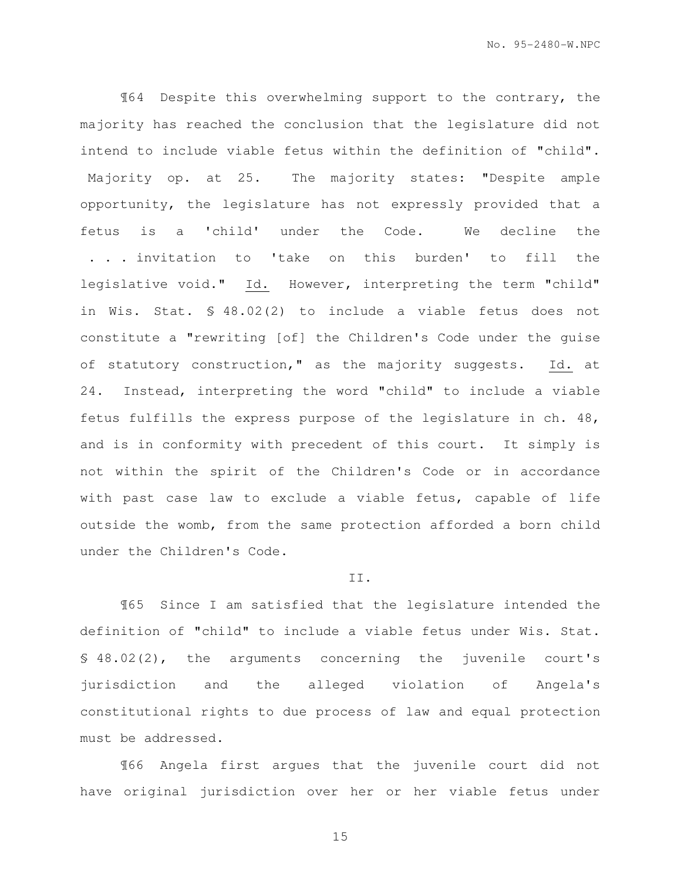¶64 Despite this overwhelming support to the contrary, the majority has reached the conclusion that the legislature did not intend to include viable fetus within the definition of "child". Majority op. at 25. The majority states: "Despite ample opportunity, the legislature has not expressly provided that a fetus is a 'child' under the Code. We decline the . . . invitation to 'take on this burden' to fill the legislative void." Id. However, interpreting the term "child" in Wis. Stat. § 48.02(2) to include a viable fetus does not constitute a "rewriting [of] the Children's Code under the guise of statutory construction," as the majority suggests. Id. at 24. Instead, interpreting the word "child" to include a viable fetus fulfills the express purpose of the legislature in ch. 48, and is in conformity with precedent of this court. It simply is not within the spirit of the Children's Code or in accordance with past case law to exclude a viable fetus, capable of life outside the womb, from the same protection afforded a born child under the Children's Code.

II.

¶65 Since I am satisfied that the legislature intended the definition of "child" to include a viable fetus under Wis. Stat. § 48.02(2), the arguments concerning the juvenile court's jurisdiction and the alleged violation of Angela's constitutional rights to due process of law and equal protection must be addressed.

¶66 Angela first argues that the juvenile court did not have original jurisdiction over her or her viable fetus under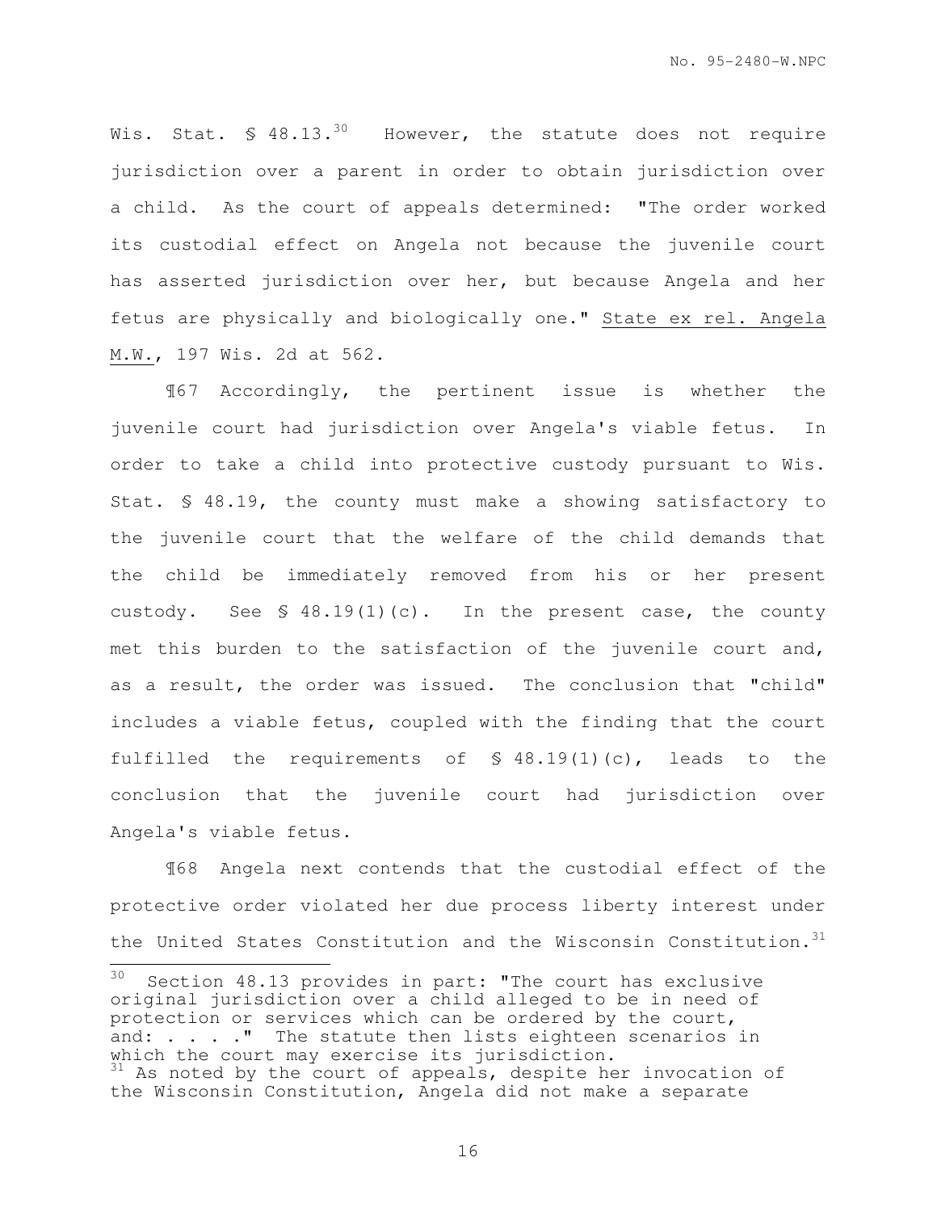Wis. Stat. § 48.13.[30] However, the statute does not require jurisdiction over a parent in order to obtain jurisdiction over a child. As the court of appeals determined: "The order worked its custodial effect on Angela not because the juvenile court has asserted jurisdiction over her, but because Angela and her fetus are physically and biologically one." State ex rel. Angela M.W., 197 Wis. 2d at 562.

¶67 Accordingly, the pertinent issue is whether the juvenile court had jurisdiction over Angela's viable fetus. In order to take a child into protective custody pursuant to Wis. Stat. § 48.19, the county must make a showing satisfactory to the juvenile court that the welfare of the child demands that the child be immediately removed from his or her present custody. See § 48.19(1)(c). In the present case, the county met this burden to the satisfaction of the juvenile court and, as a result, the order was issued. The conclusion that "child" includes a viable fetus, coupled with the finding that the court fulfilled the requirements of § 48.19(1)(c), leads to the conclusion that the juvenile court had jurisdiction over Angela's viable fetus.

¶68 Angela next contends that the custodial effect of the protective order violated her due process liberty interest under the United States Constitution and the Wisconsin Constitution.[31]

---

[30] Section 48.13 provides in part: "The court has exclusive original jurisdiction over a child alleged to be in need of protection or services which can be ordered by the court, and: . . . ." The statute then lists eighteen scenarios in which the court may exercise its jurisdiction.

[31] As noted by the court of appeals, despite her invocation of the Wisconsin Constitution, Angela did not make a separate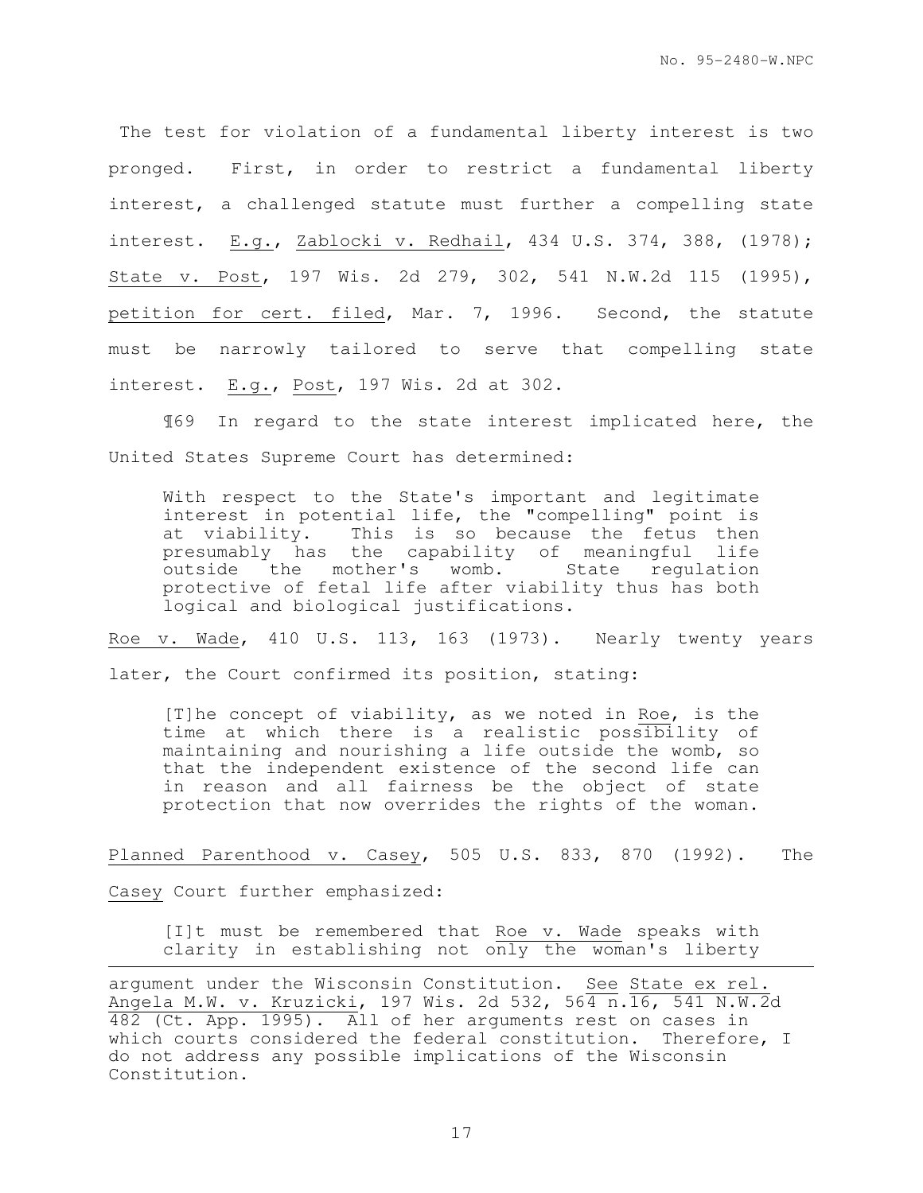The test for violation of a fundamental liberty interest is two pronged. First, in order to restrict a fundamental liberty interest, a challenged statute must further a compelling state interest. E.g., Zablocki v. Redhail, 434 U.S. 374, 388, (1978); State v. Post, 197 Wis. 2d 279, 302, 541 N.W.2d 115 (1995), petition for cert. filed, Mar. 7, 1996. Second, the statute must be narrowly tailored to serve that compelling state interest. E.g., Post, 197 Wis. 2d at 302.

¶69 In regard to the state interest implicated here, the United States Supreme Court has determined:

> With respect to the State's important and legitimate interest in potential life, the "compelling" point is at viability. This is so because the fetus then presumably has the capability of meaningful life outside the mother's womb. State regulation protective of fetal life after viability thus has both logical and biological justifications.

Roe v. Wade, 410 U.S. 113, 163 (1973). Nearly twenty years later, the Court confirmed its position, stating:

> [T]he concept of viability, as we noted in Roe, is the time at which there is a realistic possibility of maintaining and nourishing a life outside the womb, so that the independent existence of the second life can in reason and all fairness be the object of state protection that now overrides the rights of the woman.

Planned Parenthood v. Casey, 505 U.S. 833, 870 (1992). The Casey Court further emphasized:

> [I]t must be remembered that Roe v. Wade speaks with clarity in establishing not only the woman's liberty

---

argument under the Wisconsin Constitution. See State ex rel. Angela M.W. v. Kruzicki, 197 Wis. 2d 532, 564 n.16, 541 N.W.2d 482 (Ct. App. 1995). All of her arguments rest on cases in which courts considered the federal constitution. Therefore, I do not address any possible implications of the Wisconsin Constitution.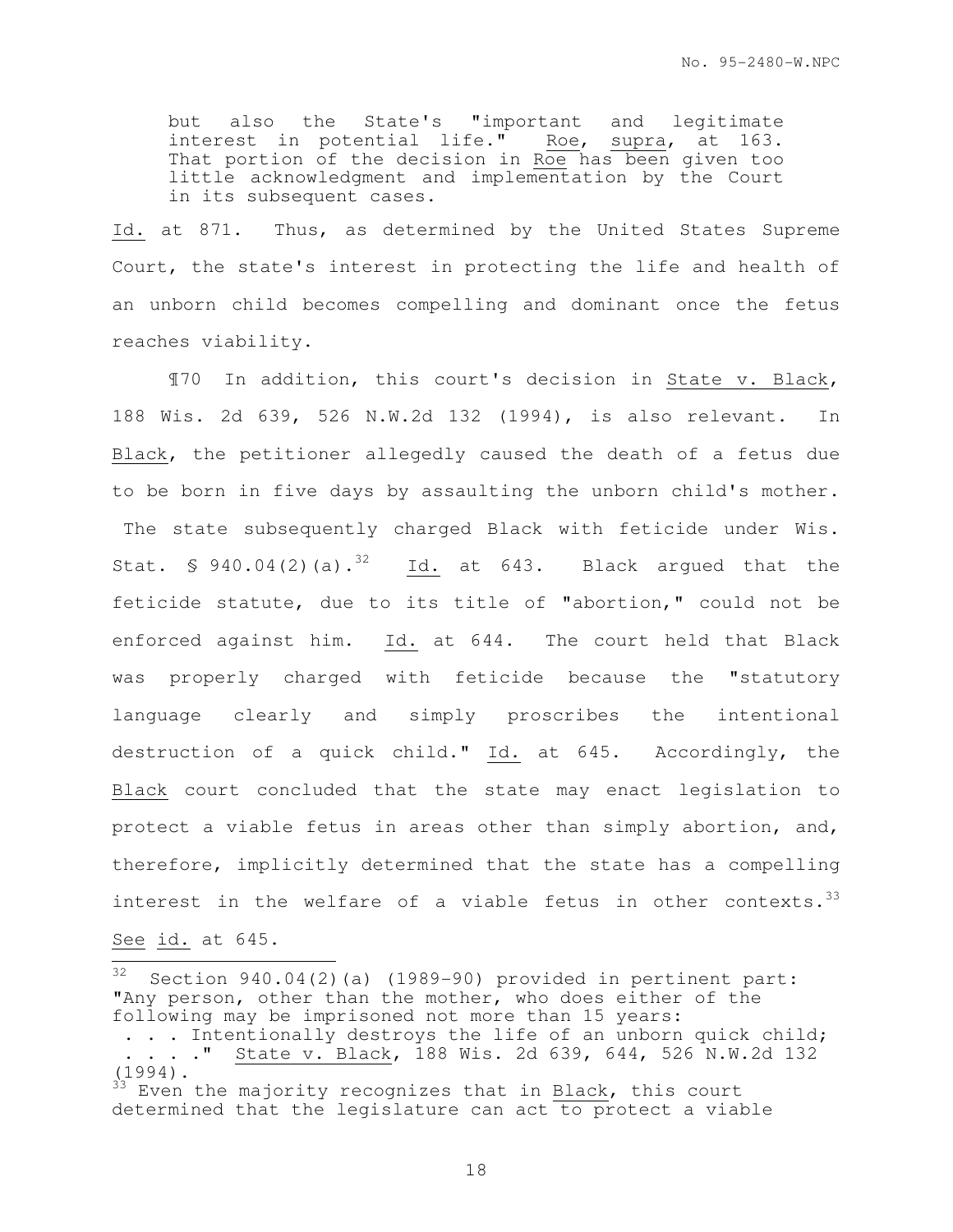but also the State's "important and legitimate interest in potential life." Roe, supra, at 163. That portion of the decision in Roe has been given too little acknowledgment and implementation by the Court in its subsequent cases.

Id. at 871. Thus, as determined by the United States Supreme Court, the state's interest in protecting the life and health of an unborn child becomes compelling and dominant once the fetus reaches viability.

¶70 In addition, this court's decision in State v. Black, 188 Wis. 2d 639, 526 N.W.2d 132 (1994), is also relevant. In Black, the petitioner allegedly caused the death of a fetus due to be born in five days by assaulting the unborn child's mother. The state subsequently charged Black with feticide under Wis. Stat. § 940.04(2)(a).[32] Id. at 643. Black argued that the feticide statute, due to its title of "abortion," could not be enforced against him. Id. at 644. The court held that Black was properly charged with feticide because the "statutory language clearly and simply proscribes the intentional destruction of a quick child." Id. at 645. Accordingly, the Black court concluded that the state may enact legislation to protect a viable fetus in areas other than simply abortion, and, therefore, implicitly determined that the state has a compelling interest in the welfare of a viable fetus in other contexts.[33] See id. at 645.

---

[32] Section 940.04(2)(a) (1989-90) provided in pertinent part: "Any person, other than the mother, who does either of the following may be imprisoned not more than 15 years:
. . . Intentionally destroys the life of an unborn quick child;
. . . ." State v. Black, 188 Wis. 2d 639, 644, 526 N.W.2d 132 (1994).

[33] Even the majority recognizes that in Black, this court determined that the legislature can act to protect a viable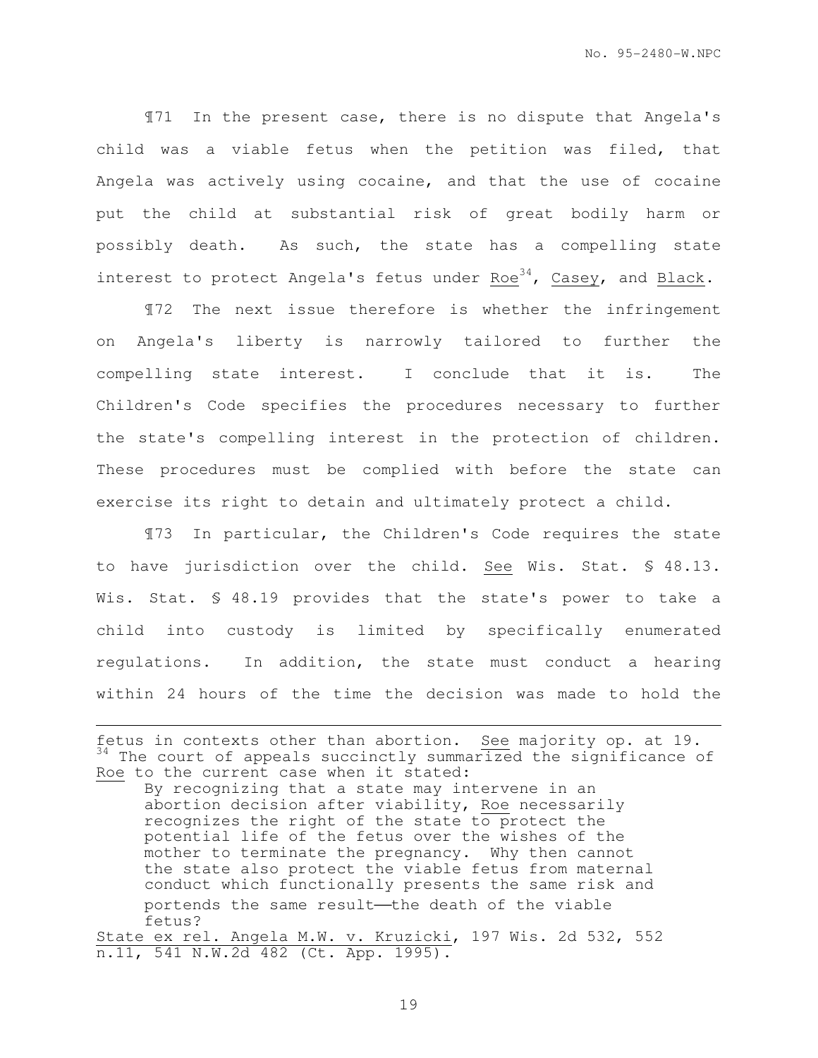¶71 In the present case, there is no dispute that Angela's child was a viable fetus when the petition was filed, that Angela was actively using cocaine, and that the use of cocaine put the child at substantial risk of great bodily harm or possibly death. As such, the state has a compelling state interest to protect Angela's fetus under Roe[34], Casey, and Black.

¶72 The next issue therefore is whether the infringement on Angela's liberty is narrowly tailored to further the compelling state interest. I conclude that it is. The Children's Code specifies the procedures necessary to further the state's compelling interest in the protection of children. These procedures must be complied with before the state can exercise its right to detain and ultimately protect a child.

¶73 In particular, the Children's Code requires the state to have jurisdiction over the child. See Wis. Stat. § 48.13. Wis. Stat. § 48.19 provides that the state's power to take a child into custody is limited by specifically enumerated regulations. In addition, the state must conduct a hearing within 24 hours of the time the decision was made to hold the

---

fetus in contexts other than abortion. See majority op. at 19.

[34] The court of appeals succinctly summarized the significance of Roe to the current case when it stated:

> By recognizing that a state may intervene in an abortion decision after viability, Roe necessarily recognizes the right of the state to protect the potential life of the fetus over the wishes of the mother to terminate the pregnancy. Why then cannot the state also protect the viable fetus from maternal conduct which functionally presents the same risk and portends the same result——the death of the viable fetus?

State ex rel. Angela M.W. v. Kruzicki, 197 Wis. 2d 532, 552 n.11, 541 N.W.2d 482 (Ct. App. 1995).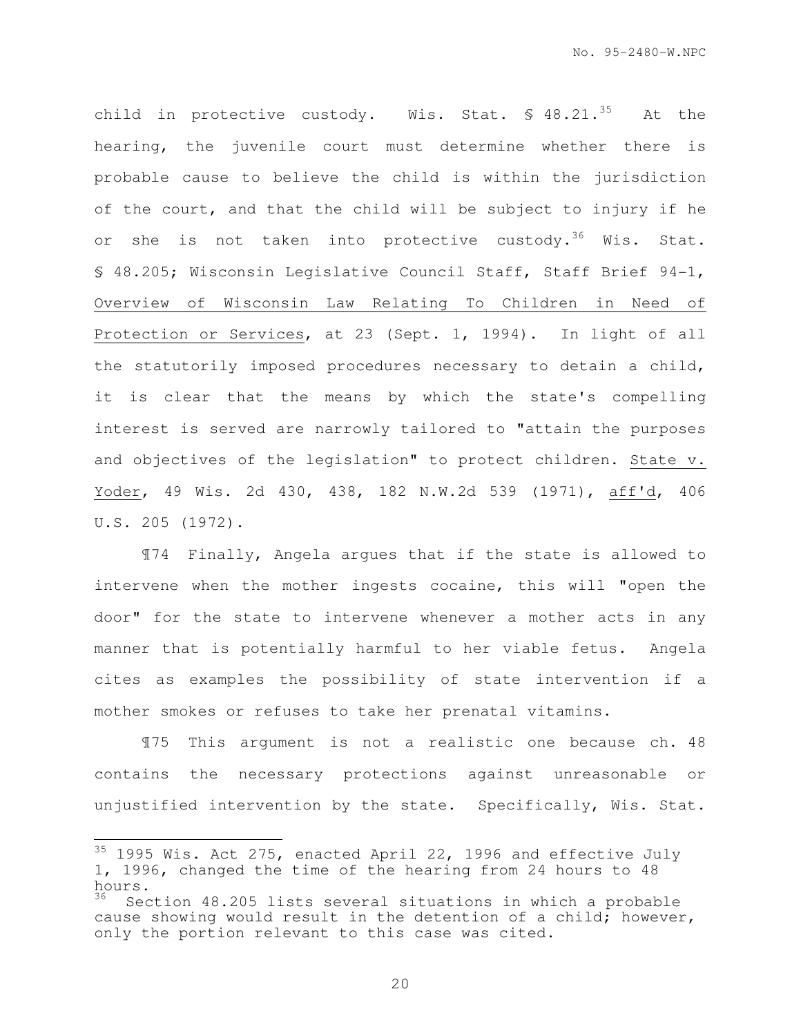child in protective custody. Wis. Stat. § 48.21.[35] At the hearing, the juvenile court must determine whether there is probable cause to believe the child is within the jurisdiction of the court, and that the child will be subject to injury if he or she is not taken into protective custody.[36] Wis. Stat. § 48.205; Wisconsin Legislative Council Staff, Staff Brief 94-1, Overview of Wisconsin Law Relating To Children in Need of Protection or Services, at 23 (Sept. 1, 1994). In light of all the statutorily imposed procedures necessary to detain a child, it is clear that the means by which the state's compelling interest is served are narrowly tailored to "attain the purposes and objectives of the legislation" to protect children. State v. Yoder, 49 Wis. 2d 430, 438, 182 N.W.2d 539 (1971), aff'd, 406 U.S. 205 (1972).

¶74 Finally, Angela argues that if the state is allowed to intervene when the mother ingests cocaine, this will "open the door" for the state to intervene whenever a mother acts in any manner that is potentially harmful to her viable fetus. Angela cites as examples the possibility of state intervention if a mother smokes or refuses to take her prenatal vitamins.

¶75 This argument is not a realistic one because ch. 48 contains the necessary protections against unreasonable or unjustified intervention by the state. Specifically, Wis. Stat.

---

[35] 1995 Wis. Act 275, enacted April 22, 1996 and effective July 1, 1996, changed the time of the hearing from 24 hours to 48 hours.

[36] Section 48.205 lists several situations in which a probable cause showing would result in the detention of a child; however, only the portion relevant to this case was cited.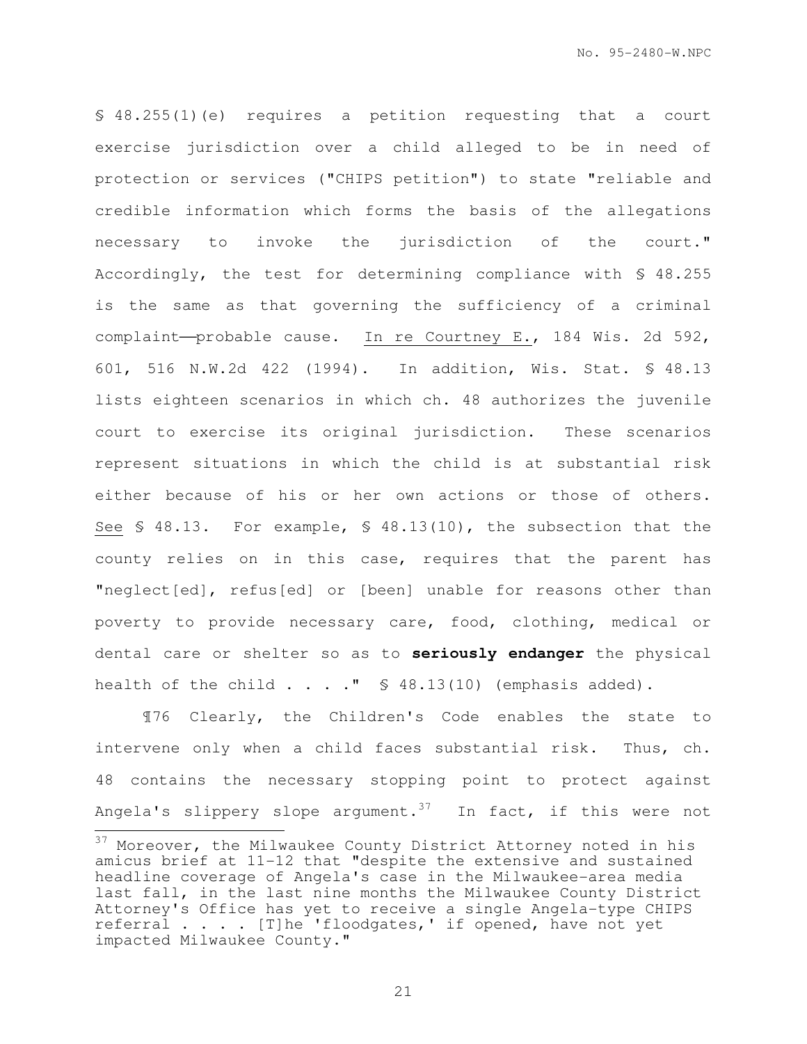§ 48.255(1)(e) requires a petition requesting that a court exercise jurisdiction over a child alleged to be in need of protection or services ("CHIPS petition") to state "reliable and credible information which forms the basis of the allegations necessary to invoke the jurisdiction of the court." Accordingly, the test for determining compliance with § 48.255 is the same as that governing the sufficiency of a criminal complaint——probable cause. In re Courtney E., 184 Wis. 2d 592, 601, 516 N.W.2d 422 (1994). In addition, Wis. Stat. § 48.13 lists eighteen scenarios in which ch. 48 authorizes the juvenile court to exercise its original jurisdiction. These scenarios represent situations in which the child is at substantial risk either because of his or her own actions or those of others. See § 48.13. For example, § 48.13(10), the subsection that the county relies on in this case, requires that the parent has "neglect[ed], refus[ed] or [been] unable for reasons other than poverty to provide necessary care, food, clothing, medical or dental care or shelter so as to **seriously endanger** the physical health of the child . . . ." § 48.13(10) (emphasis added).

¶76 Clearly, the Children's Code enables the state to intervene only when a child faces substantial risk. Thus, ch. 48 contains the necessary stopping point to protect against Angela's slippery slope argument.[37] In fact, if this were not

[37] Moreover, the Milwaukee County District Attorney noted in his amicus brief at 11-12 that "despite the extensive and sustained headline coverage of Angela's case in the Milwaukee-area media last fall, in the last nine months the Milwaukee County District Attorney's Office has yet to receive a single Angela-type CHIPS referral . . . . [T]he 'floodgates,' if opened, have not yet impacted Milwaukee County."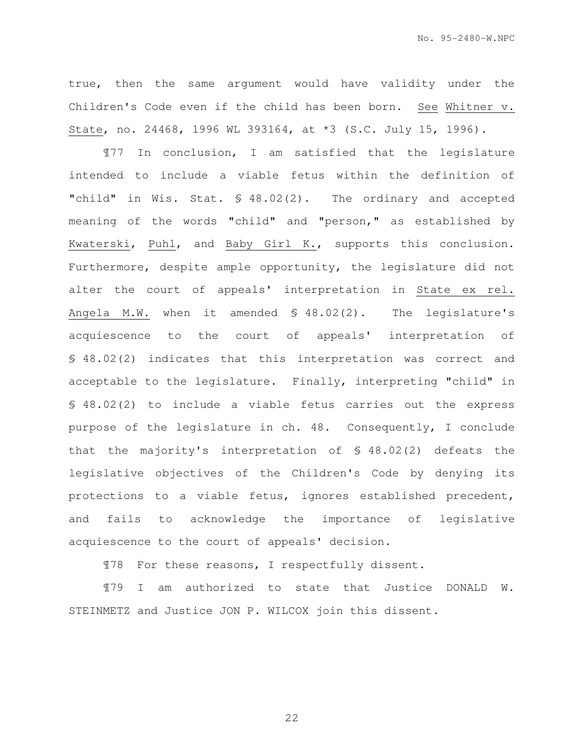true, then the same argument would have validity under the Children's Code even if the child has been born. See Whitner v. State, no. 24468, 1996 WL 393164, at *3 (S.C. July 15, 1996).

¶77 In conclusion, I am satisfied that the legislature intended to include a viable fetus within the definition of "child" in Wis. Stat. § 48.02(2). The ordinary and accepted meaning of the words "child" and "person," as established by Kwaterski, Puhl, and Baby Girl K., supports this conclusion. Furthermore, despite ample opportunity, the legislature did not alter the court of appeals' interpretation in State ex rel. Angela M.W. when it amended § 48.02(2). The legislature's acquiescence to the court of appeals' interpretation of § 48.02(2) indicates that this interpretation was correct and acceptable to the legislature. Finally, interpreting "child" in § 48.02(2) to include a viable fetus carries out the express purpose of the legislature in ch. 48. Consequently, I conclude that the majority's interpretation of § 48.02(2) defeats the legislative objectives of the Children's Code by denying its protections to a viable fetus, ignores established precedent, and fails to acknowledge the importance of legislative acquiescence to the court of appeals' decision.

¶78 For these reasons, I respectfully dissent.

¶79 I am authorized to state that Justice DONALD W. STEINMETZ and Justice JON P. WILCOX join this dissent.